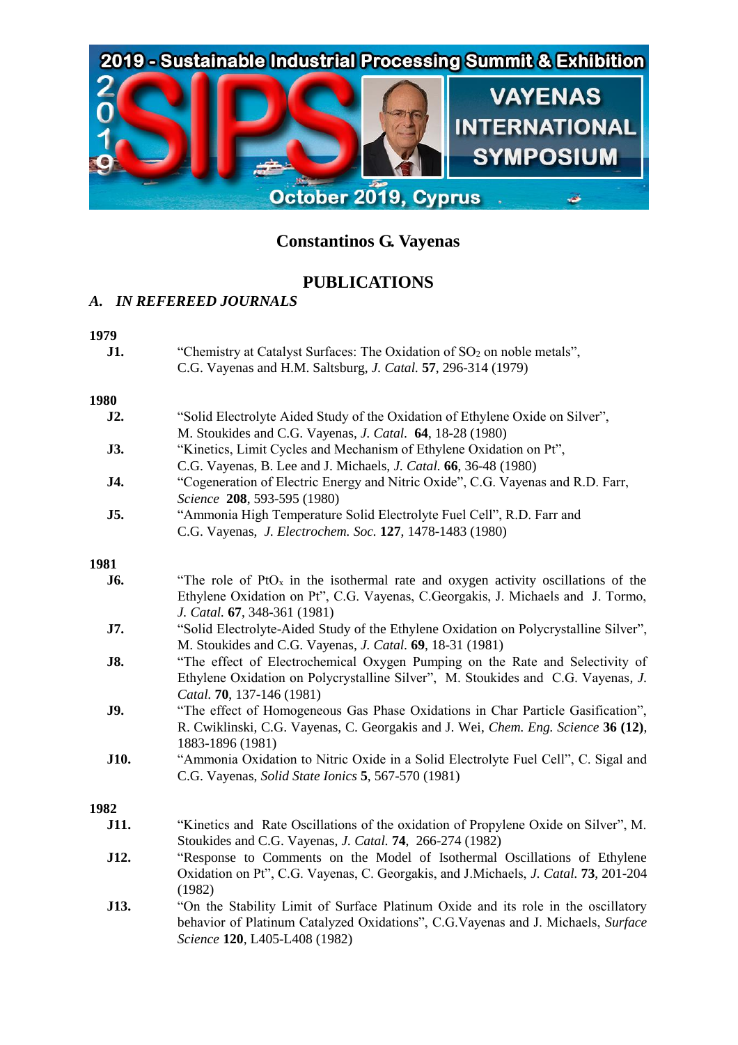# Constantinos G. Vayenas

## PUBLICATIONS

### *A. IN REFEREED JOURNALS*

**1979**

**J1.** "Chemistry at Catalyst Surfaces: The Oxidation of $SO_2$ on noble metals", C.G. Vayenas and H.M. Saltsburg, *J. Catal.* **57**, 296-314 (1979)

**1980**

**J2.** "Solid Electrolyte Aided Study of the Oxidation of Ethylene Oxide on Silver", M. Stoukides and C.G. Vayenas, **64**, 18-28 (1980)

**J3.** "Kinetics, Limit Cycles and Mechanism of Ethylene Oxidation on Pt", C.G. Vayenas, B. Lee and J. Michaels, *J. Catal.* **66**, 36-48 (1980)

**J4.** "Cogeneration of Electric Energy and Nitric Oxide", C.G. Vayenas and R.D. Farr, *Science* **208**, 593-595 (1980)

**J5.** "Ammonia High Temperature Solid Electrolyte Fuel Cell", R.D. Farr and C.G. Vayenas, *J. Electrochem. Soc.* **127**, 1478-1483 (1980)

**1981**

**J6.** "The role of $PtO_x$ in the isothermal rate and oxygen activity oscillations of the Ethylene Oxidation on Pt", C.G. Vayenas, C.Georgakis, J. Michaels and J. Tormo, *J. Catal.* **67**, 348-361 (1981)

**J7.** "Solid Electrolyte-Aided Study of the Ethylene Oxidation on Polycrystalline Silver", M. Stoukides and C.G. Vayenas, *J. Catal.* **69**, 18-31 (1981)

**J8.** "The effect of Electrochemical Oxygen Pumping on the Rate and Selectivity of Ethylene Oxidation on Polycrystalline Silver", M. Stoukides and C.G. Vayenas, *J. Catal.* **70**, 137-146 (1981)

**J9.** "The effect of Homogeneous Gas Phase Oxidations in Char Particle Gasification", R. Cwiklinski, C.G. Vayenas, C. Georgakis and J. Wei, *Chem. Eng. Science* **36 (12)**, 1883-1896 (1981)

**J10.** "Ammonia Oxidation to Nitric Oxide in a Solid Electrolyte Fuel Cell", C. Sigal and C.G. Vayenas, *Solid State Ionics* **5**, 567-570 (1981)

**1982**

**J11.** "Kinetics and Rate Oscillations of the oxidation of Propylene Oxide on Silver", M. Stoukides and C.G. Vayenas, *J. Catal.* **74**, 266-274 (1982)

**J12.** "Response to Comments on the Model of Isothermal Oscillations of Ethylene Oxidation on Pt", C.G. Vayenas, C. Georgakis, and J.Michaels, *J. Catal.* **73**, 201-204 (1982)

**J13.** "On the Stability Limit of Surface Platinum Oxide and its role in the oscillatory behavior of Platinum Catalyzed Oxidations", C.G.Vayenas and J. Michaels, *Surface Science* **120**, L405-L408 (1982)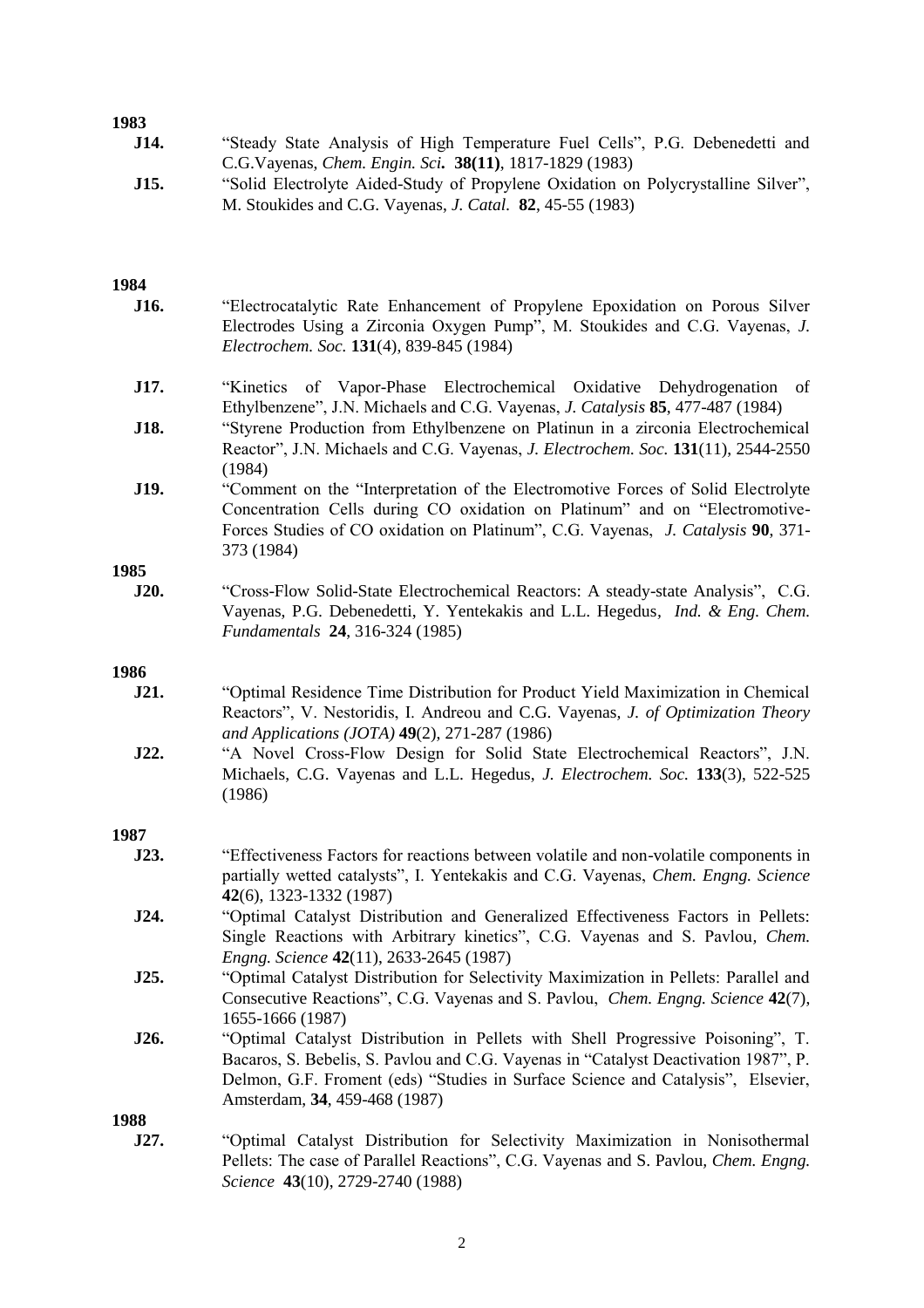**1983**

**J14.** "Steady State Analysis of High Temperature Fuel Cells", P.G. Debenedetti and C.G.Vayenas, *Chem. Engin. Sci.* **38(11)**, 1817-1829 (1983)

**J15.** "Solid Electrolyte Aided-Study of Propylene Oxidation on Polycrystalline Silver", M. Stoukides and C.G. Vayenas, *J. Catal*. **82**, 45-55 (1983)

**1984**

**J16.** "Electrocatalytic Rate Enhancement of Propylene Epoxidation on Porous Silver Electrodes Using a Zirconia Oxygen Pump", M. Stoukides and C.G. Vayenas, *J. Electrochem. Soc.* **131**(4), 839-845 (1984)

**J17.** "Kinetics of Vapor-Phase Electrochemical Oxidative Dehydrogenation of Ethylbenzene", J.N. Michaels and C.G. Vayenas, *J. Catalysis* **85**, 477-487 (1984)

**J18.** "Styrene Production from Ethylbenzene on Platinun in a zirconia Electrochemical Reactor", J.N. Michaels and C.G. Vayenas, *J. Electrochem. Soc.* **131**(11), 2544-2550 (1984)

**J19.** "Comment on the "Interpretation of the Electromotive Forces of Solid Electrolyte Concentration Cells during CO oxidation on Platinum" and on "Electromotive-Forces Studies of CO oxidation on Platinum", C.G. Vayenas, *J. Catalysis* **90**, 371-373 (1984)

**1985**

**J20.** "Cross-Flow Solid-State Electrochemical Reactors: A steady-state Analysis", C.G. Vayenas, P.G. Debenedetti, Y. Yentekakis and L.L. Hegedus, *Ind. & Eng. Chem. Fundamentals* **24**, 316-324 (1985)

**1986**

**J21.** "Optimal Residence Time Distribution for Product Yield Maximization in Chemical Reactors", V. Nestoridis, I. Andreou and C.G. Vayenas, *J. of Optimization Theory and Applications (JOTA)* **49**(2), 271-287 (1986)

**J22.** "A Novel Cross-Flow Design for Solid State Electrochemical Reactors", J.N. Michaels, C.G. Vayenas and L.L. Hegedus, *J. Electrochem. Soc.* **133**(3), 522-525 (1986)

**1987**

**J23.** "Effectiveness Factors for reactions between volatile and non-volatile components in partially wetted catalysts", I. Yentekakis and C.G. Vayenas, *Chem. Engng. Science* **42**(6), 1323-1332 (1987)

**J24.** "Optimal Catalyst Distribution and Generalized Effectiveness Factors in Pellets: Single Reactions with Arbitrary kinetics", C.G. Vayenas and S. Pavlou, *Chem. Engng. Science* **42**(11), 2633-2645 (1987)

**J25.** "Optimal Catalyst Distribution for Selectivity Maximization in Pellets: Parallel and Consecutive Reactions", C.G. Vayenas and S. Pavlou, *Chem. Engng. Science* **42**(7), 1655-1666 (1987)

**J26.** "Optimal Catalyst Distribution in Pellets with Shell Progressive Poisoning", T. Bacaros, S. Bebelis, S. Pavlou and C.G. Vayenas in "Catalyst Deactivation 1987", P. Delmon, G.F. Froment (eds) "Studies in Surface Science and Catalysis", Elsevier, Amsterdam, **34**, 459-468 (1987)

**1988**

**J27.** "Optimal Catalyst Distribution for Selectivity Maximization in Nonisothermal Pellets: The case of Parallel Reactions", C.G. Vayenas and S. Pavlou, *Chem. Engng. Science* **43**(10), 2729-2740 (1988)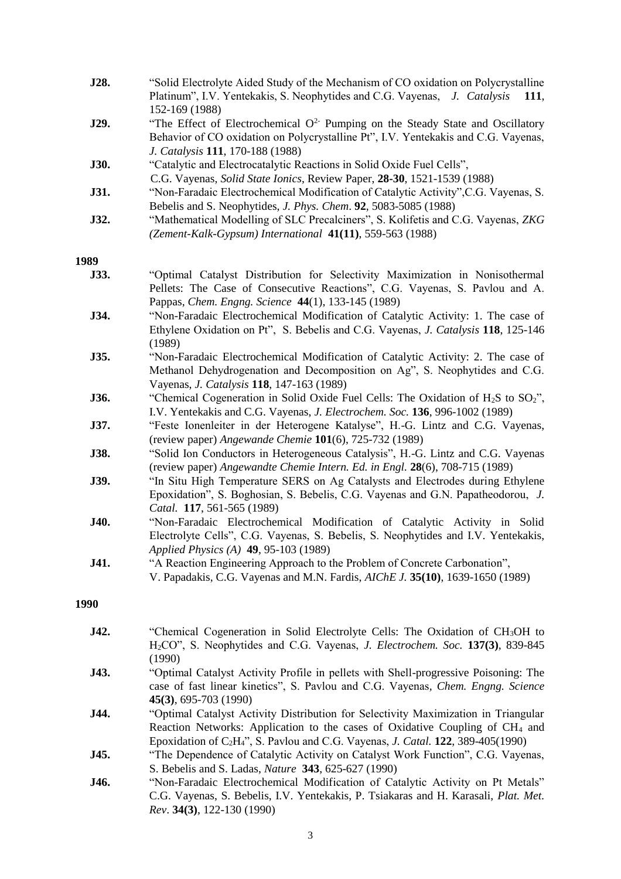**J28.** "Solid Electrolyte Aided Study of the Mechanism of CO oxidation on Polycrystalline Platinum", I.V. Yentekakis, S. Neophytides and C.G. Vayenas, *J. Catalysis* **111**, 152-169 (1988)

**J29.** "The Effect of Electrochemical $O^{2-}$ Pumping on the Steady State and Oscillatory Behavior of CO oxidation on Polycrystalline Pt", I.V. Yentekakis and C.G. Vayenas, *J. Catalysis* **111**, 170-188 (1988)

**J30.** "Catalytic and Electrocatalytic Reactions in Solid Oxide Fuel Cells", C.G. Vayenas, *Solid State Ionics*, Review Paper, **28-30**, 1521-1539 (1988)

**J31.** "Non-Faradaic Electrochemical Modification of Catalytic Activity",C.G. Vayenas, S. Bebelis and S. Neophytides, *J. Phys. Chem*. **92**, 5083-5085 (1988)

**J32.** "Mathematical Modelling of SLC Precalciners", S. Kolifetis and C.G. Vayenas, *ZKG (Zement-Kalk-Gypsum) International* **41(11)**, 559-563 (1988)

**1989**

**J33.** "Optimal Catalyst Distribution for Selectivity Maximization in Nonisothermal Pellets: The Case of Consecutive Reactions", C.G. Vayenas, S. Pavlou and A. Pappas, *Chem. Engng. Science* **44**(1), 133-145 (1989)

**J34.** "Non-Faradaic Electrochemical Modification of Catalytic Activity: 1. The case of Ethylene Oxidation on Pt", S. Bebelis and C.G. Vayenas, *J. Catalysis* **118**, 125-146 (1989)

**J35.** "Non-Faradaic Electrochemical Modification of Catalytic Activity: 2. The case of Methanol Dehydrogenation and Decomposition on Ag", S. Neophytides and C.G. Vayenas, *J. Catalysis* **118**, 147-163 (1989)

**J36.** "Chemical Cogeneration in Solid Oxide Fuel Cells: The Oxidation of $H_2S$ to $SO_2$", I.V. Yentekakis and C.G. Vayenas, *J. Electrochem. Soc.* **136**, 996-1002 (1989)

**J37.** "Feste Ionenleiter in der Heterogene Katalyse", H.-G. Lintz and C.G. Vayenas, (review paper) *Angewande Chemie* **101**(6), 725-732 (1989)

**J38.** "Solid Ion Conductors in Heterogeneous Catalysis", H.-G. Lintz and C.G. Vayenas (review paper) *Angewandte Chemie Intern. Ed. in Engl.* **28**(6), 708-715 (1989)

**J39.** "In Situ High Temperature SERS on Ag Catalysts and Electrodes during Ethylene Epoxidation", S. Boghosian, S. Bebelis, C.G. Vayenas and G.N. Papatheodorou, *J. Catal.* **117**, 561-565 (1989)

**J40.** "Non-Faradaic Electrochemical Modification of Catalytic Activity in Solid Electrolyte Cells", C.G. Vayenas, S. Bebelis, S. Neophytides and I.V. Yentekakis, *Applied Physics (A)* **49**, 95-103 (1989)

**J41.** "A Reaction Engineering Approach to the Problem of Concrete Carbonation", V. Papadakis, C.G. Vayenas and M.N. Fardis, *AIChE J.* **35(10)**, 1639-1650 (1989)

**1990**

**J42.** "Chemical Cogeneration in Solid Electrolyte Cells: The Oxidation of $CH_3OH$ to $H_2CO$", S. Neophytides and C.G. Vayenas, *J. Electrochem. Soc.* **137(3)**, 839-845 (1990)

**J43.** "Optimal Catalyst Activity Profile in pellets with Shell-progressive Poisoning: The case of fast linear kinetics", S. Pavlou and C.G. Vayenas, *Chem. Engng. Science* **45(3)**, 695-703 (1990)

**J44.** "Optimal Catalyst Activity Distribution for Selectivity Maximization in Triangular Reaction Networks: Application to the cases of Oxidative Coupling of $CH_4$ and Epoxidation of $C_2H_4$", S. Pavlou and C.G. Vayenas, *J. Catal.* **122**, 389-405(1990)

**J45.** "The Dependence of Catalytic Activity on Catalyst Work Function", C.G. Vayenas, S. Bebelis and S. Ladas, *Nature* **343**, 625-627 (1990)

**J46.** "Non-Faradaic Electrochemical Modification of Catalytic Activity on Pt Metals" C.G. Vayenas, S. Bebelis, I.V. Yentekakis, P. Tsiakaras and H. Karasali, *Plat. Met. Rev*. **34(3)**, 122-130 (1990)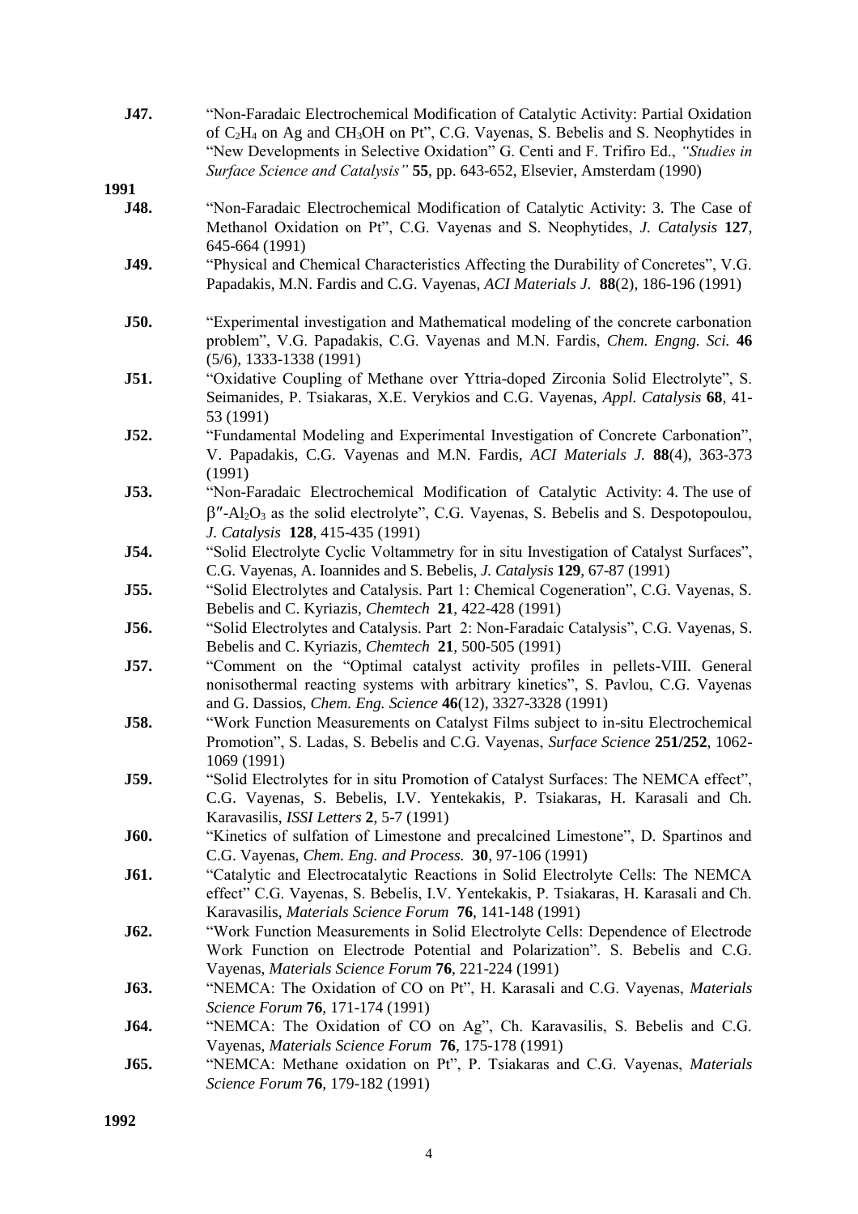**J47.** "Non-Faradaic Electrochemical Modification of Catalytic Activity: Partial Oxidation of $C_2H_4$ on Ag and $CH_3OH$ on Pt", C.G. Vayenas, S. Bebelis and S. Neophytides in "New Developments in Selective Oxidation" G. Centi and F. Trifiro Ed., *"Studies in Surface Science and Catalysis"* **55**, pp. 643-652, Elsevier, Amsterdam (1990)

**1991**

**J48.** "Non-Faradaic Electrochemical Modification of Catalytic Activity: 3. The Case of Methanol Oxidation on Pt", C.G. Vayenas and S. Neophytides, *J. Catalysis* **127**, 645-664 (1991)

**J49.** "Physical and Chemical Characteristics Affecting the Durability of Concretes", V.G. Papadakis, M.N. Fardis and C.G. Vayenas, *ACI Materials J.* **88**(2), 186-196 (1991)

**J50.** "Experimental investigation and Mathematical modeling of the concrete carbonation problem", V.G. Papadakis, C.G. Vayenas and M.N. Fardis, *Chem. Engng. Sci.* **46** (5/6), 1333-1338 (1991)

**J51.** "Oxidative Coupling of Methane over Yttria-doped Zirconia Solid Electrolyte", S. Seimanides, P. Tsiakaras, X.E. Verykios and C.G. Vayenas, *Appl. Catalysis* **68**, 41-53 (1991)

**J52.** "Fundamental Modeling and Experimental Investigation of Concrete Carbonation", V. Papadakis, C.G. Vayenas and M.N. Fardis, *ACI Materials J.* **88**(4), 363-373 (1991)

**J53.** "Non-Faradaic Electrochemical Modification of Catalytic Activity: 4. The use of $\beta''$-$Al_2O_3$ as the solid electrolyte", C.G. Vayenas, S. Bebelis and S. Despotopoulou, *J. Catalysis* **128**, 415-435 (1991)

**J54.** "Solid Electrolyte Cyclic Voltammetry for in situ Investigation of Catalyst Surfaces", C.G. Vayenas, A. Ioannides and S. Bebelis, *J. Catalysis* **129**, 67-87 (1991)

**J55.** "Solid Electrolytes and Catalysis. Part 1: Chemical Cogeneration", C.G. Vayenas, S. Bebelis and C. Kyriazis, *Chemtech* **21**, 422-428 (1991)

**J56.** "Solid Electrolytes and Catalysis. Part 2: Non-Faradaic Catalysis", C.G. Vayenas, S. Bebelis and C. Kyriazis, *Chemtech* **21**, 500-505 (1991)

**J57.** "Comment on the "Optimal catalyst activity profiles in pellets-VIII. General nonisothermal reacting systems with arbitrary kinetics", S. Pavlou, C.G. Vayenas and G. Dassios, *Chem. Eng. Science* **46**(12), 3327-3328 (1991)

**J58.** "Work Function Measurements on Catalyst Films subject to in-situ Electrochemical Promotion", S. Ladas, S. Bebelis and C.G. Vayenas, *Surface Science* **251/252**, 1062-1069 (1991)

**J59.** "Solid Electrolytes for in situ Promotion of Catalyst Surfaces: The NEMCA effect", C.G. Vayenas, S. Bebelis, I.V. Yentekakis, P. Tsiakaras, H. Karasali and Ch. Karavasilis, *ISSI Letters* **2**, 5-7 (1991)

**J60.** "Kinetics of sulfation of Limestone and precalcined Limestone", D. Spartinos and C.G. Vayenas, *Chem. Eng. and Process.* **30**, 97-106 (1991)

**J61.** "Catalytic and Electrocatalytic Reactions in Solid Electrolyte Cells: The NEMCA effect" C.G. Vayenas, S. Bebelis, I.V. Yentekakis, P. Tsiakaras, H. Karasali and Ch. Karavasilis, *Materials Science Forum* **76**, 141-148 (1991)

**J62.** "Work Function Measurements in Solid Electrolyte Cells: Dependence of Electrode Work Function on Electrode Potential and Polarization". S. Bebelis and C.G. Vayenas, *Materials Science Forum* **76**, 221-224 (1991)

**J63.** "NEMCA: The Oxidation of CO on Pt", H. Karasali and C.G. Vayenas, *Materials Science Forum* **76**, 171-174 (1991)

**J64.** "NEMCA: The Oxidation of CO on Ag", Ch. Karavasilis, S. Bebelis and C.G. Vayenas, *Materials Science Forum* **76**, 175-178 (1991)

**J65.** "NEMCA: Methane oxidation on Pt", P. Tsiakaras and C.G. Vayenas, *Materials Science Forum* **76**, 179-182 (1991)

**1992**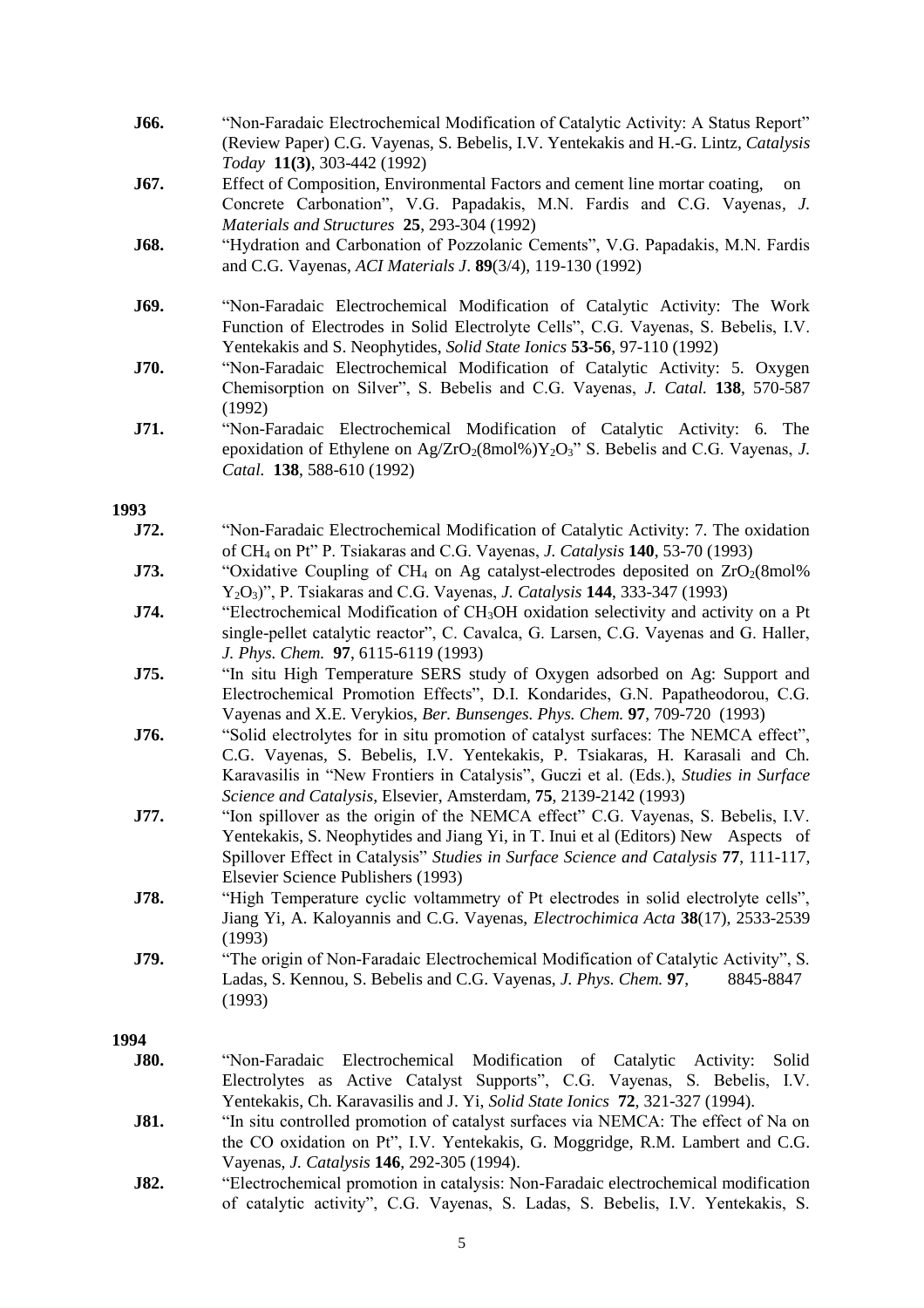**J66.** "Non-Faradaic Electrochemical Modification of Catalytic Activity: A Status Report" (Review Paper) C.G. Vayenas, S. Bebelis, I.V. Yentekakis and H.-G. Lintz, *Catalysis Today* **11(3)**, 303-442 (1992)

**J67.** Effect of Composition, Environmental Factors and cement line mortar coating, on Concrete Carbonation", V.G. Papadakis, M.N. Fardis and C.G. Vayenas, *J. Materials and Structures* **25**, 293-304 (1992)

**J68.** "Hydration and Carbonation of Pozzolanic Cements", V.G. Papadakis, M.N. Fardis and C.G. Vayenas, *ACI Materials J*. **89**(3/4), 119-130 (1992)

**J69.** "Non-Faradaic Electrochemical Modification of Catalytic Activity: The Work Function of Electrodes in Solid Electrolyte Cells", C.G. Vayenas, S. Bebelis, I.V. Yentekakis and S. Neophytides, *Solid State Ionics* **53-56**, 97-110 (1992)

**J70.** "Non-Faradaic Electrochemical Modification of Catalytic Activity: 5. Oxygen Chemisorption on Silver", S. Bebelis and C.G. Vayenas, *J. Catal.* **138**, 570-587 (1992)

**J71.** "Non-Faradaic Electrochemical Modification of Catalytic Activity: 6. The epoxidation of Ethylene on $Ag/ZrO_2$(8mol%)$Y_2O_3$" S. Bebelis and C.G. Vayenas, *J. Catal.* **138**, 588-610 (1992)

**1993**

**J72.** "Non-Faradaic Electrochemical Modification of Catalytic Activity: 7. The oxidation of $CH_4$ on Pt" P. Tsiakaras and C.G. Vayenas, *J. Catalysis* **140**, 53-70 (1993)

**J73.** "Oxidative Coupling of $CH_4$ on Ag catalyst-electrodes deposited on $ZrO_2$(8mol% $Y_2O_3$)", P. Tsiakaras and C.G. Vayenas, *J. Catalysis* **144**, 333-347 (1993)

**J74.** "Electrochemical Modification of $CH_3OH$ oxidation selectivity and activity on a Pt single-pellet catalytic reactor", C. Cavalca, G. Larsen, C.G. Vayenas and G. Haller, *J. Phys. Chem.* **97**, 6115-6119 (1993)

**J75.** "In situ High Temperature SERS study of Oxygen adsorbed on Ag: Support and Electrochemical Promotion Effects", D.I. Kondarides, G.N. Papatheodorou, C.G. Vayenas and X.E. Verykios, *Ber. Bunsenges. Phys. Chem.* **97**, 709-720 (1993)

**J76.** "Solid electrolytes for in situ promotion of catalyst surfaces: The NEMCA effect", C.G. Vayenas, S. Bebelis, I.V. Yentekakis, P. Tsiakaras, H. Karasali and Ch. Karavasilis in "New Frontiers in Catalysis", Guczi et al. (Eds.), *Studies in Surface Science and Catalysis*, Elsevier, Amsterdam, **75**, 2139-2142 (1993)

**J77.** "Ion spillover as the origin of the NEMCA effect" C.G. Vayenas, S. Bebelis, I.V. Yentekakis, S. Neophytides and Jiang Yi, in T. Inui et al (Editors) New Aspects of Spillover Effect in Catalysis" *Studies in Surface Science and Catalysis* **77**, 111-117, Elsevier Science Publishers (1993)

**J78.** "High Temperature cyclic voltammetry of Pt electrodes in solid electrolyte cells", Jiang Yi, A. Kaloyannis and C.G. Vayenas, *Electrochimica Acta* **38**(17), 2533-2539 (1993)

**J79.** "The origin of Non-Faradaic Electrochemical Modification of Catalytic Activity", S. Ladas, S. Kennou, S. Bebelis and C.G. Vayenas, *J. Phys. Chem.* **97**, 8845-8847 (1993)

**1994**

**J80.** "Non-Faradaic Electrochemical Modification of Catalytic Activity: Solid Electrolytes as Active Catalyst Supports", C.G. Vayenas, S. Bebelis, I.V. Yentekakis, Ch. Karavasilis and J. Yi, *Solid State Ionics* **72**, 321-327 (1994).

**J81.** "In situ controlled promotion of catalyst surfaces via NEMCA: The effect of Na on the CO oxidation on Pt", I.V. Yentekakis, G. Moggridge, R.M. Lambert and C.G. Vayenas, *J. Catalysis* **146**, 292-305 (1994).

**J82.** "Electrochemical promotion in catalysis: Non-Faradaic electrochemical modification of catalytic activity", C.G. Vayenas, S. Ladas, S. Bebelis, I.V. Yentekakis, S.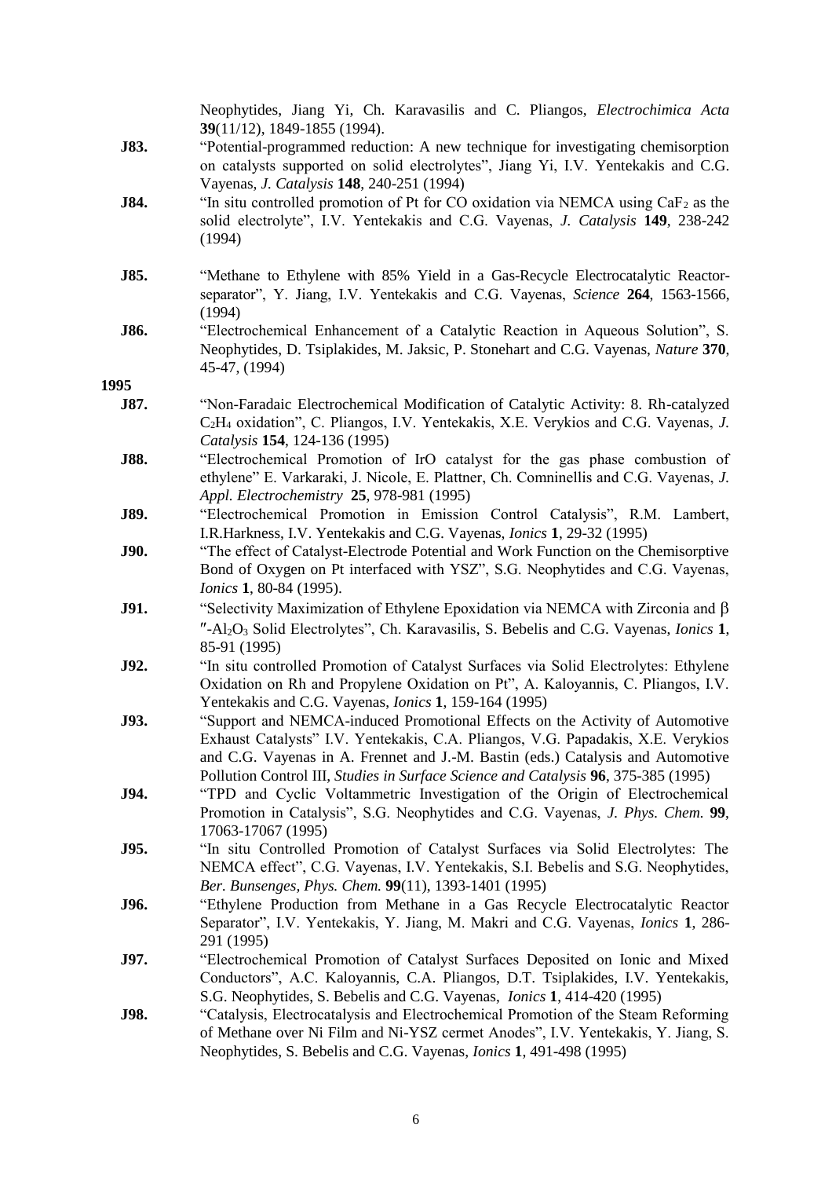Neophytides, Jiang Yi, Ch. Karavasilis and C. Pliangos, *Electrochimica Acta* **39**(11/12), 1849-1855 (1994).

**J83.** "Potential-programmed reduction: A new technique for investigating chemisorption on catalysts supported on solid electrolytes", Jiang Yi, I.V. Yentekakis and C.G. Vayenas, *J. Catalysis* **148**, 240-251 (1994)

**J84.** "In situ controlled promotion of Pt for CO oxidation via NEMCA using $CaF_2$ as the solid electrolyte", I.V. Yentekakis and C.G. Vayenas, *J. Catalysis* **149**, 238-242 (1994)

**J85.** "Methane to Ethylene with 85% Yield in a Gas-Recycle Electrocatalytic Reactor-separator", Y. Jiang, I.V. Yentekakis and C.G. Vayenas, *Science* **264**, 1563-1566, (1994)

**J86.** "Electrochemical Enhancement of a Catalytic Reaction in Aqueous Solution", S. Neophytides, D. Tsiplakides, M. Jaksic, P. Stonehart and C.G. Vayenas, *Nature* **370**, 45-47, (1994)

**1995**

**J87.** "Non-Faradaic Electrochemical Modification of Catalytic Activity: 8. Rh-catalyzed $C_2H_4$ oxidation", C. Pliangos, I.V. Yentekakis, X.E. Verykios and C.G. Vayenas, *J. Catalysis* **154**, 124-136 (1995)

**J88.** "Electrochemical Promotion of IrO catalyst for the gas phase combustion of ethylene" E. Varkaraki, J. Nicole, E. Plattner, Ch. Comninellis and C.G. Vayenas, *J. Appl. Electrochemistry* **25**, 978-981 (1995)

**J89.** "Electrochemical Promotion in Emission Control Catalysis", R.M. Lambert, I.R.Harkness, I.V. Yentekakis and C.G. Vayenas, *Ionics* **1**, 29-32 (1995)

**J90.** "The effect of Catalyst-Electrode Potential and Work Function on the Chemisorptive Bond of Oxygen on Pt interfaced with YSZ", S.G. Neophytides and C.G. Vayenas, *Ionics* **1**, 80-84 (1995).

**J91.** "Selectivity Maximization of Ethylene Epoxidation via NEMCA with Zirconia and $\beta''$-$Al_2O_3$ Solid Electrolytes", Ch. Karavasilis, S. Bebelis and C.G. Vayenas, *Ionics* **1**, 85-91 (1995)

**J92.** "In situ controlled Promotion of Catalyst Surfaces via Solid Electrolytes: Ethylene Oxidation on Rh and Propylene Oxidation on Pt", A. Kaloyannis, C. Pliangos, I.V. Yentekakis and C.G. Vayenas, *Ionics* **1**, 159-164 (1995)

**J93.** "Support and NEMCA-induced Promotional Effects on the Activity of Automotive Exhaust Catalysts" I.V. Yentekakis, C.A. Pliangos, V.G. Papadakis, X.E. Verykios and C.G. Vayenas in A. Frennet and J.-M. Bastin (eds.) Catalysis and Automotive Pollution Control III, *Studies in Surface Science and Catalysis* **96**, 375-385 (1995)

**J94.** "TPD and Cyclic Voltammetric Investigation of the Origin of Electrochemical Promotion in Catalysis", S.G. Neophytides and C.G. Vayenas, *J. Phys. Chem.* **99**, 17063-17067 (1995)

**J95.** "In situ Controlled Promotion of Catalyst Surfaces via Solid Electrolytes: The NEMCA effect", C.G. Vayenas, I.V. Yentekakis, S.I. Bebelis and S.G. Neophytides, *Ber. Bunsenges, Phys. Chem.* **99**(11), 1393-1401 (1995)

**J96.** "Ethylene Production from Methane in a Gas Recycle Electrocatalytic Reactor Separator", I.V. Yentekakis, Y. Jiang, M. Makri and C.G. Vayenas, *Ionics* **1**, 286-291 (1995)

**J97.** "Electrochemical Promotion of Catalyst Surfaces Deposited on Ionic and Mixed Conductors", A.C. Kaloyannis, C.A. Pliangos, D.T. Tsiplakides, I.V. Yentekakis, S.G. Neophytides, S. Bebelis and C.G. Vayenas, *Ionics* **1**, 414-420 (1995)

**J98.** "Catalysis, Electrocatalysis and Electrochemical Promotion of the Steam Reforming of Methane over Ni Film and Ni-YSZ cermet Anodes", I.V. Yentekakis, Y. Jiang, S. Neophytides, S. Bebelis and C.G. Vayenas, *Ionics* **1**, 491-498 (1995)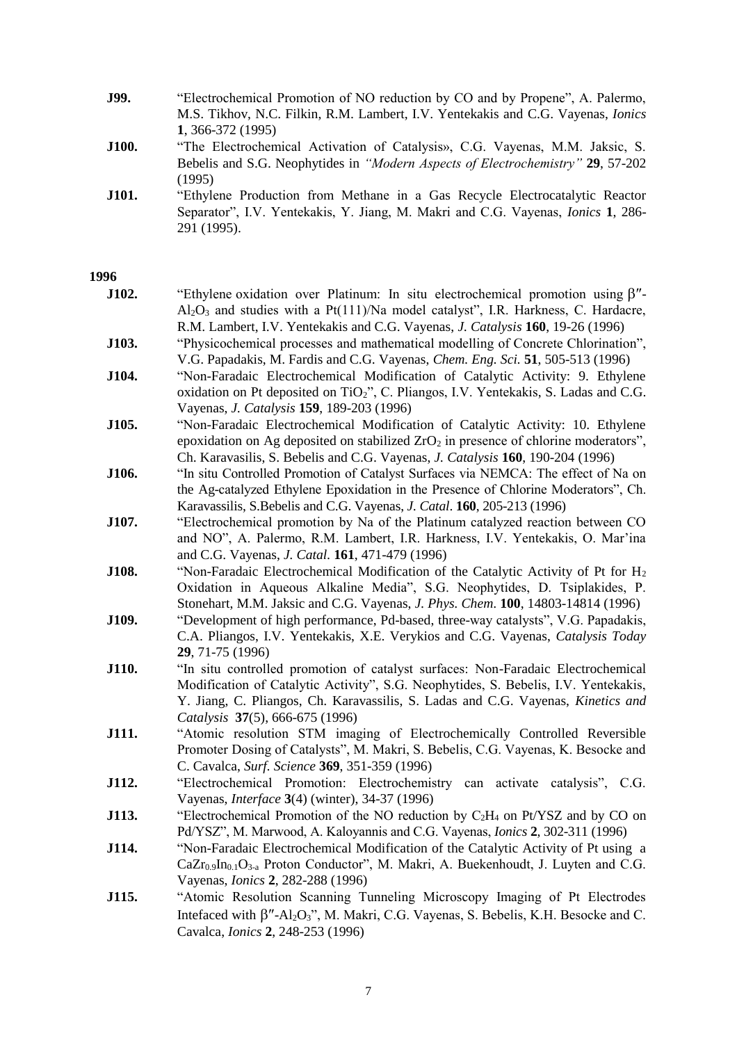**J99.** "Electrochemical Promotion of NO reduction by CO and by Propene", A. Palermo, M.S. Tikhov, N.C. Filkin, R.M. Lambert, I.V. Yentekakis and C.G. Vayenas, *Ionics* **1**, 366-372 (1995)

**J100.** "The Electrochemical Activation of Catalysis», C.G. Vayenas, M.M. Jaksic, S. Bebelis and S.G. Neophytides in *"Modern Aspects of Electrochemistry"* **29**, 57-202 (1995)

**J101.** "Ethylene Production from Methane in a Gas Recycle Electrocatalytic Reactor Separator", I.V. Yentekakis, Y. Jiang, M. Makri and C.G. Vayenas, *Ionics* **1**, 286-291 (1995).

**1996**

**J102.** "Ethylene oxidation over Platinum: In situ electrochemical promotion using β″-$Al_2O_3$ and studies with a Pt(111)/Na model catalyst", I.R. Harkness, C. Hardacre, R.M. Lambert, I.V. Yentekakis and C.G. Vayenas, *J. Catalysis* **160**, 19-26 (1996)

**J103.** "Physicochemical processes and mathematical modelling of Concrete Chlorination", V.G. Papadakis, M. Fardis and C.G. Vayenas, *Chem. Eng. Sci.* **51**, 505-513 (1996)

**J104.** "Non-Faradaic Electrochemical Modification of Catalytic Activity: 9. Ethylene oxidation on Pt deposited on $TiO_2$", C. Pliangos, I.V. Yentekakis, S. Ladas and C.G. Vayenas, *J. Catalysis* **159**, 189-203 (1996)

**J105.** "Non-Faradaic Electrochemical Modification of Catalytic Activity: 10. Ethylene epoxidation on Ag deposited on stabilized $ZrO_2$ in presence of chlorine moderators", Ch. Karavasilis, S. Bebelis and C.G. Vayenas, *J. Catalysis* **160**, 190-204 (1996)

**J106.** "In situ Controlled Promotion of Catalyst Surfaces via NEMCA: The effect of Na on the Ag-catalyzed Ethylene Epoxidation in the Presence of Chlorine Moderators", Ch. Karavassilis, S.Bebelis and C.G. Vayenas, *J. Catal*. **160**, 205-213 (1996)

**J107.** "Electrochemical promotion by Na of the Platinum catalyzed reaction between CO and NO", A. Palermo, R.M. Lambert, I.R. Harkness, I.V. Yentekakis, O. Mar'ina and C.G. Vayenas, *J. Catal*. **161**, 471-479 (1996)

**J108.** "Non-Faradaic Electrochemical Modification of the Catalytic Activity of Pt for $H_2$ Oxidation in Aqueous Alkaline Media", S.G. Neophytides, D. Tsiplakides, P. Stonehart, M.M. Jaksic and C.G. Vayenas, *J. Phys. Chem*. **100**, 14803-14814 (1996)

**J109.** "Development of high performance, Pd-based, three-way catalysts", V.G. Papadakis, C.A. Pliangos, I.V. Yentekakis, X.E. Verykios and C.G. Vayenas, *Catalysis Today* **29**, 71-75 (1996)

**J110.** "In situ controlled promotion of catalyst surfaces: Non-Faradaic Electrochemical Modification of Catalytic Activity", S.G. Neophytides, S. Bebelis, I.V. Yentekakis, Y. Jiang, C. Pliangos, Ch. Karavassilis, S. Ladas and C.G. Vayenas, *Kinetics and Catalysis* **37**(5), 666-675 (1996)

**J111.** "Atomic resolution STM imaging of Electrochemically Controlled Reversible Promoter Dosing of Catalysts", M. Makri, S. Bebelis, C.G. Vayenas, K. Besocke and C. Cavalca, *Surf. Science* **369**, 351-359 (1996)

**J112.** "Electrochemical Promotion: Electrochemistry can activate catalysis", C.G. Vayenas, *Interface* **3**(4) (winter), 34-37 (1996)

**J113.** "Electrochemical Promotion of the NO reduction by $C_2H_4$ on Pt/YSZ and by CO on Pd/YSZ", M. Marwood, A. Kaloyannis and C.G. Vayenas, *Ionics* **2**, 302-311 (1996)

**J114.** "Non-Faradaic Electrochemical Modification of the Catalytic Activity of Pt using a $CaZr_{0.9}In_{0.1}O_{3-a}$ Proton Conductor", M. Makri, A. Buekenhoudt, J. Luyten and C.G. Vayenas, *Ionics* **2**, 282-288 (1996)

**J115.** "Atomic Resolution Scanning Tunneling Microscopy Imaging of Pt Electrodes Intefaced with β″-$Al_2O_3$", M. Makri, C.G. Vayenas, S. Bebelis, K.H. Besocke and C. Cavalca, *Ionics* **2**, 248-253 (1996)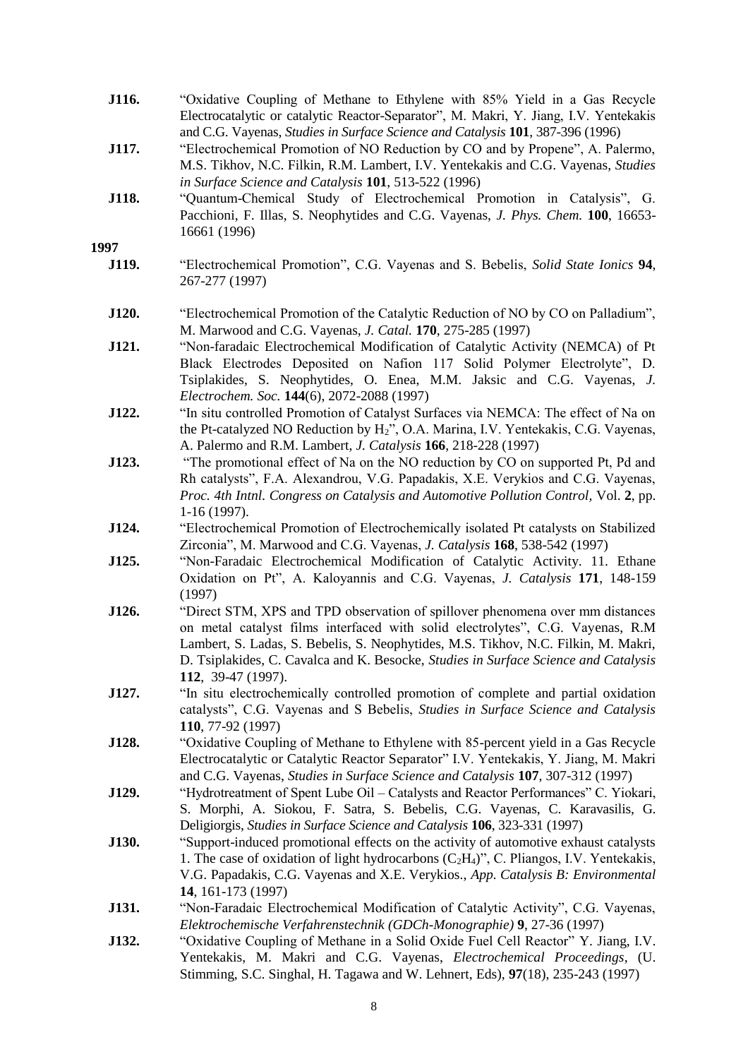**J116.** "Oxidative Coupling of Methane to Ethylene with 85% Yield in a Gas Recycle Electrocatalytic or catalytic Reactor-Separator", M. Makri, Y. Jiang, I.V. Yentekakis and C.G. Vayenas, *Studies in Surface Science and Catalysis* **101**, 387-396 (1996)

**J117.** "Electrochemical Promotion of NO Reduction by CO and by Propene", A. Palermo, M.S. Tikhov, N.C. Filkin, R.M. Lambert, I.V. Yentekakis and C.G. Vayenas, *Studies in Surface Science and Catalysis* **101**, 513-522 (1996)

**J118.** "Quantum-Chemical Study of Electrochemical Promotion in Catalysis", G. Pacchioni, F. Illas, S. Neophytides and C.G. Vayenas, *J. Phys. Chem.* **100**, 16653-16661 (1996)

**1997**

**J119.** "Electrochemical Promotion", C.G. Vayenas and S. Bebelis, *Solid State Ionics* **94**, 267-277 (1997)

**J120.** "Electrochemical Promotion of the Catalytic Reduction of NO by CO on Palladium", M. Marwood and C.G. Vayenas, *J. Catal.* **170**, 275-285 (1997)

**J121.** "Non-faradaic Electrochemical Modification of Catalytic Activity (NEMCA) of Pt Black Electrodes Deposited on Nafion 117 Solid Polymer Electrolyte", D. Tsiplakides, S. Neophytides, O. Enea, M.M. Jaksic and C.G. Vayenas, *J. Electrochem. Soc.* **144**(6), 2072-2088 (1997)

**J122.** "In situ controlled Promotion of Catalyst Surfaces via NEMCA: The effect of Na on the Pt-catalyzed NO Reduction by $H_2$", O.A. Marina, I.V. Yentekakis, C.G. Vayenas, A. Palermo and R.M. Lambert, *J. Catalysis* **166**, 218-228 (1997)

**J123.** "The promotional effect of Na on the NO reduction by CO on supported Pt, Pd and Rh catalysts", F.A. Alexandrou, V.G. Papadakis, X.E. Verykios and C.G. Vayenas, *Proc. 4th Intnl. Congress on Catalysis and Automotive Pollution Control*, Vol. **2**, pp. 1-16 (1997).

**J124.** "Electrochemical Promotion of Electrochemically isolated Pt catalysts on Stabilized Zirconia", M. Marwood and C.G. Vayenas, *J. Catalysis* **168**, 538-542 (1997)

**J125.** "Non-Faradaic Electrochemical Modification of Catalytic Activity. 11. Ethane Oxidation on Pt", A. Kaloyannis and C.G. Vayenas, *J. Catalysis* **171**, 148-159 (1997)

**J126.** "Direct STM, XPS and TPD observation of spillover phenomena over mm distances on metal catalyst films interfaced with solid electrolytes", C.G. Vayenas, R.M Lambert, S. Ladas, S. Bebelis, S. Neophytides, M.S. Tikhov, N.C. Filkin, M. Makri, D. Tsiplakides, C. Cavalca and K. Besocke, *Studies in Surface Science and Catalysis* **112**, 39-47 (1997).

**J127.** "In situ electrochemically controlled promotion of complete and partial oxidation catalysts", C.G. Vayenas and S Bebelis, *Studies in Surface Science and Catalysis* **110**, 77-92 (1997)

**J128.** "Oxidative Coupling of Methane to Ethylene with 85-percent yield in a Gas Recycle Electrocatalytic or Catalytic Reactor Separator" I.V. Yentekakis, Y. Jiang, M. Makri and C.G. Vayenas, *Studies in Surface Science and Catalysis* **107**, 307-312 (1997)

**J129.** "Hydrotreatment of Spent Lube Oil – Catalysts and Reactor Performances" C. Yiokari, S. Morphi, A. Siokou, F. Satra, S. Bebelis, C.G. Vayenas, C. Karavasilis, G. Deligiorgis, *Studies in Surface Science and Catalysis* **106**, 323-331 (1997)

**J130.** "Support-induced promotional effects on the activity of automotive exhaust catalysts 1. The case of oxidation of light hydrocarbons ($C_2H_4$)", C. Pliangos, I.V. Yentekakis, V.G. Papadakis, C.G. Vayenas and X.E. Verykios., *App. Catalysis B: Environmental* **14**, 161-173 (1997)

**J131.** "Non-Faradaic Electrochemical Modification of Catalytic Activity", C.G. Vayenas, *Elektrochemische Verfahrenstechnik (GDCh-Monographie)* **9**, 27-36 (1997)

**J132.** "Oxidative Coupling of Methane in a Solid Oxide Fuel Cell Reactor" Y. Jiang, I.V. Yentekakis, M. Makri and C.G. Vayenas, *Electrochemical Proceedings*, (U. Stimming, S.C. Singhal, H. Tagawa and W. Lehnert, Eds), **97**(18), 235-243 (1997)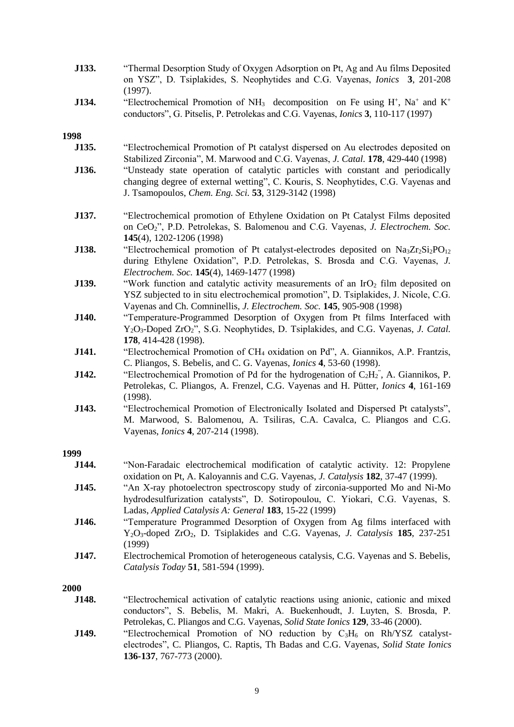**J133.** "Thermal Desorption Study of Oxygen Adsorption on Pt, Ag and Au films Deposited on YSZ", D. Tsiplakides, S. Neophytides and C.G. Vayenas, *Ionics* **3**, 201-208 (1997).

**J134.** "Electrochemical Promotion of $NH_3$ decomposition on Fe using $H^+$, $Na^+$ and $K^+$ conductors", G. Pitselis, P. Petrolekas and C.G. Vayenas, *Ionics* **3**, 110-117 (1997)

**1998**

**J135.** "Electrochemical Promotion of Pt catalyst dispersed on Au electrodes deposited on Stabilized Zirconia", M. Marwood and C.G. Vayenas, *J. Catal.* **178**, 429-440 (1998)

**J136.** "Unsteady state operation of catalytic particles with constant and periodically changing degree of external wetting", C. Kouris, S. Neophytides, C.G. Vayenas and J. Tsamopoulos, *Chem. Eng. Sci.* **53**, 3129-3142 (1998)

**J137.** "Electrochemical promotion of Ethylene Oxidation on Pt Catalyst Films deposited on $CeO_2$", P.D. Petrolekas, S. Balomenou and C.G. Vayenas, *J. Electrochem. Soc.* **145**(4), 1202-1206 (1998)

**J138.** "Electrochemical promotion of Pt catalyst-electrodes deposited on $Na_3Zr_2Si_2PO_{12}$ during Ethylene Oxidation", P.D. Petrolekas, S. Brosda and C.G. Vayenas, *J. Electrochem. Soc.* **145**(4), 1469-1477 (1998)

**J139.** "Work function and catalytic activity measurements of an $IrO_2$ film deposited on YSZ subjected to in situ electrochemical promotion", D. Tsiplakides, J. Nicole, C.G. Vayenas and Ch. Comninellis, *J. Electrochem. Soc.* **145**, 905-908 (1998)

**J140.** "Temperature-Programmed Desorption of Oxygen from Pt films Interfaced with $Y_2O_3$-Doped $ZrO_2$", S.G. Neophytides, D. Tsiplakides, and C.G. Vayenas, *J. Catal.* **178**, 414-428 (1998).

**J141.** "Electrochemical Promotion of $CH_4$ oxidation on Pd", A. Giannikos, A.P. Frantzis, C. Pliangos, S. Bebelis, and C. G. Vayenas, *Ionics* **4**, 53-60 (1998).

**J142.** "Electrochemical Promotion of Pd for the hydrogenation of $C_2H_2$", A. Giannikos, P. Petrolekas, C. Pliangos, A. Frenzel, C.G. Vayenas and H. Pütter, *Ionics* **4**, 161-169 (1998).

**J143.** "Electrochemical Promotion of Electronically Isolated and Dispersed Pt catalysts", M. Marwood, S. Balomenou, A. Tsiliras, C.A. Cavalca, C. Pliangos and C.G. Vayenas, *Ionics* **4**, 207-214 (1998).

**1999**

**J144.** "Non-Faradaic electrochemical modification of catalytic activity. 12: Propylene oxidation on Pt, A. Kaloyannis and C.G. Vayenas, *J. Catalysis* **182**, 37-47 (1999).

**J145.** "An X-ray photoelectron spectroscopy study of zirconia-supported Mo and Ni-Mo hydrodesulfurization catalysts", D. Sotiropoulou, C. Yiokari, C.G. Vayenas, S. Ladas, *Applied Catalysis A: General* **183**, 15-22 (1999)

**J146.** "Temperature Programmed Desorption of Oxygen from Ag films interfaced with $Y_2O_3$-doped $ZrO_2$, D. Tsiplakides and C.G. Vayenas, *J. Catalysis* **185**, 237-251 (1999)

**J147.** Electrochemical Promotion of heterogeneous catalysis, C.G. Vayenas and S. Bebelis, *Catalysis Today* **51**, 581-594 (1999).

**2000**

**J148.** "Electrochemical activation of catalytic reactions using anionic, cationic and mixed conductors", S. Bebelis, M. Makri, A. Buekenhoudt, J. Luyten, S. Brosda, P. Petrolekas, C. Pliangos and C.G. Vayenas, *Solid State Ionics* **129**, 33-46 (2000).

**J149.** "Electrochemical Promotion of NO reduction by $C_3H_6$ on Rh/YSZ catalyst-electrodes", C. Pliangos, C. Raptis, Th Badas and C.G. Vayenas, *Solid State Ionics* **136-137**, 767-773 (2000).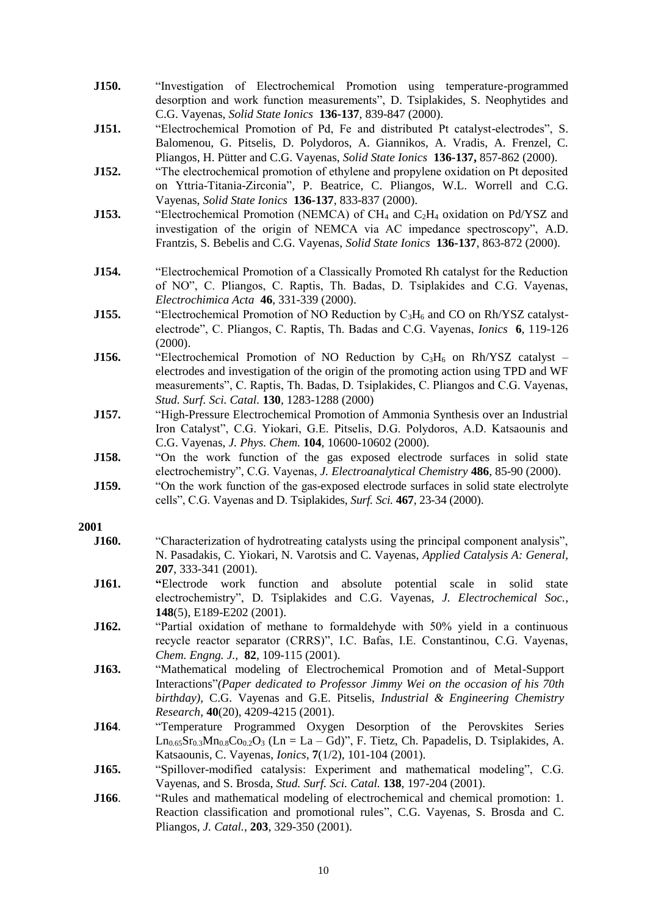**J150.** "Investigation of Electrochemical Promotion using temperature-programmed desorption and work function measurements", D. Tsiplakides, S. Neophytides and C.G. Vayenas, *Solid State Ionics* **136-137**, 839-847 (2000).

**J151.** "Electrochemical Promotion of Pd, Fe and distributed Pt catalyst-electrodes", S. Balomenou, G. Pitselis, D. Polydoros, A. Giannikos, A. Vradis, A. Frenzel, C. Pliangos, H. Pütter and C.G. Vayenas, *Solid State Ionics* **136-137,** 857-862 (2000).

**J152.** "The electrochemical promotion of ethylene and propylene oxidation on Pt deposited on Yttria-Titania-Zirconia", P. Beatrice, C. Pliangos, W.L. Worrell and C.G. Vayenas, *Solid State Ionics* **136-137**, 833-837 (2000).

**J153.** "Electrochemical Promotion (NEMCA) of $CH_4$ and $C_2H_4$ oxidation on Pd/YSZ and investigation of the origin of NEMCA via AC impedance spectroscopy", A.D. Frantzis, S. Bebelis and C.G. Vayenas, *Solid State Ionics* **136-137**, 863-872 (2000).

**J154.** "Electrochemical Promotion of a Classically Promoted Rh catalyst for the Reduction of NO", C. Pliangos, C. Raptis, Th. Badas, D. Tsiplakides and C.G. Vayenas, *Electrochimica Acta* **46**, 331-339 (2000).

**J155.** "Electrochemical Promotion of NO Reduction by $C_3H_6$ and CO on Rh/YSZ catalyst-electrode", C. Pliangos, C. Raptis, Th. Badas and C.G. Vayenas, *Ionics* **6**, 119-126 (2000).

**J156.** "Electrochemical Promotion of NO Reduction by $C_3H_6$ on Rh/YSZ catalyst – electrodes and investigation of the origin of the promoting action using TPD and WF measurements", C. Raptis, Th. Badas, D. Tsiplakides, C. Pliangos and C.G. Vayenas, *Stud. Surf. Sci. Catal.* **130**, 1283-1288 (2000)

**J157.** "High-Pressure Electrochemical Promotion of Ammonia Synthesis over an Industrial Iron Catalyst", C.G. Yiokari, G.E. Pitselis, D.G. Polydoros, A.D. Katsaounis and C.G. Vayenas, *J. Phys. Chem.* **104**, 10600-10602 (2000).

**J158.** "On the work function of the gas exposed electrode surfaces in solid state electrochemistry", C.G. Vayenas, *J. Electroanalytical Chemistry* **486**, 85-90 (2000).

**J159.** "On the work function of the gas-exposed electrode surfaces in solid state electrolyte cells", C.G. Vayenas and D. Tsiplakides, *Surf. Sci.* **467**, 23-34 (2000).

**2001**

**J160.** "Characterization of hydrotreating catalysts using the principal component analysis", N. Pasadakis, C. Yiokari, N. Varotsis and C. Vayenas, *Applied Catalysis A: General,* **207**, 333-341 (2001).

**J161.** "Electrode work function and absolute potential scale in solid state electrochemistry", D. Tsiplakides and C.G. Vayenas, *J. Electrochemical Soc.*, **148**(5), E189-E202 (2001).

**J162.** "Partial oxidation of methane to formaldehyde with 50% yield in a continuous recycle reactor separator (CRRS)", I.C. Bafas, I.E. Constantinou, C.G. Vayenas, *Chem. Engng. J.,* **82**, 109-115 (2001).

**J163.** "Mathematical modeling of Electrochemical Promotion and of Metal-Support Interactions"*(Paper dedicated to Professor Jimmy Wei on the occasion of his 70th birthday)*, C.G. Vayenas and G.E. Pitselis, *Industrial & Engineering Chemistry Research*, **40**(20), 4209-4215 (2001).

**J164**. "Temperature Programmed Oxygen Desorption of the Perovskites Series $Ln_{0.65}Sr_{0.3}Mn_{0.8}Co_{0.2}O_3$ (Ln = La – Gd)", F. Tietz, Ch. Papadelis, D. Tsiplakides, A. Katsaounis, C. Vayenas, *Ionics*, **7**(1/2), 101-104 (2001).

**J165.** "Spillover-modified catalysis: Experiment and mathematical modeling", C.G. Vayenas, and S. Brosda, *Stud. Surf. Sci. Catal.* **138**, 197-204 (2001).

**J166**. "Rules and mathematical modeling of electrochemical and chemical promotion: 1. Reaction classification and promotional rules", C.G. Vayenas, S. Brosda and C. Pliangos, *J. Catal.*, **203**, 329-350 (2001).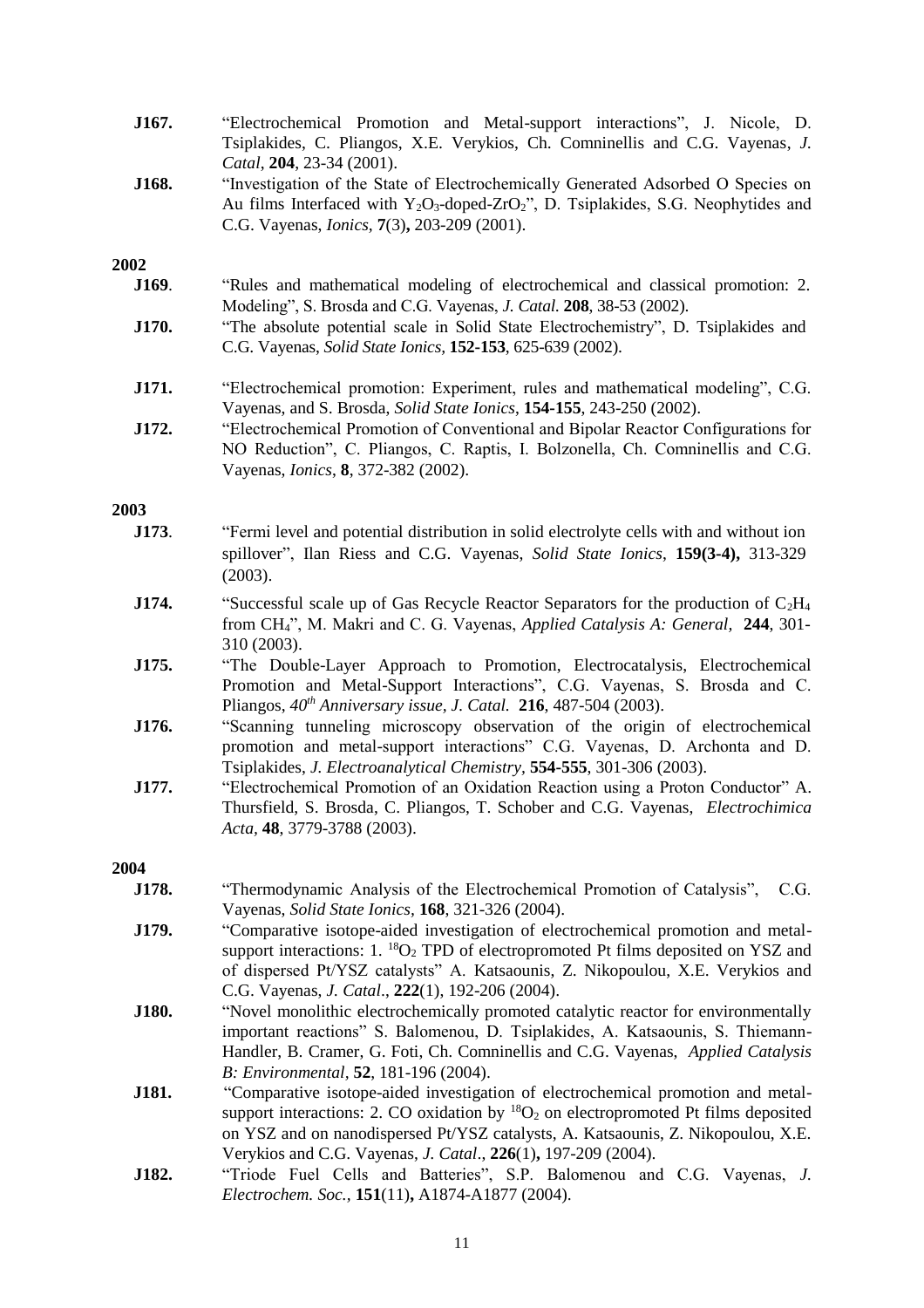**J167.** "Electrochemical Promotion and Metal-support interactions", J. Nicole, D. Tsiplakides, C. Pliangos, X.E. Verykios, Ch. Comninellis and C.G. Vayenas, *J. Catal*, **204**, 23-34 (2001).

**J168.** "Investigation of the State of Electrochemically Generated Adsorbed O Species on Au films Interfaced with $Y_2O_3$-doped-$ZrO_2$", D. Tsiplakides, S.G. Neophytides and C.G. Vayenas, *Ionics*, **7**(3)**,** 203-209 (2001).

**2002**

**J169**. "Rules and mathematical modeling of electrochemical and classical promotion: 2. Modeling", S. Brosda and C.G. Vayenas, *J. Catal.* **208**, 38-53 (2002).

**J170.** "The absolute potential scale in Solid State Electrochemistry", D. Tsiplakides and C.G. Vayenas, *Solid State Ionics*, **152-153**, 625-639 (2002).

**J171.** "Electrochemical promotion: Experiment, rules and mathematical modeling", C.G. Vayenas, and S. Brosda, *Solid State Ionics*, **154-155**, 243-250 (2002).

**J172.** "Electrochemical Promotion of Conventional and Bipolar Reactor Configurations for NO Reduction", C. Pliangos, C. Raptis, I. Bolzonella, Ch. Comninellis and C.G. Vayenas, *Ionics*, **8**, 372-382 (2002).

**2003**

**J173**. "Fermi level and potential distribution in solid electrolyte cells with and without ion spillover", Ilan Riess and C.G. Vayenas, *Solid State Ionics*, **159(3-4),** 313-329 (2003).

**J174.** "Successful scale up of Gas Recycle Reactor Separators for the production of $C_2H_4$ from $CH_4$", M. Makri and C. G. Vayenas, *Applied Catalysis A: General*, **244**, 301-310 (2003).

**J175.** "The Double-Layer Approach to Promotion, Electrocatalysis, Electrochemical Promotion and Metal-Support Interactions", C.G. Vayenas, S. Brosda and C. Pliangos, *40^th^ Anniversary issue, J. Catal.* **216**, 487-504 (2003).

**J176.** "Scanning tunneling microscopy observation of the origin of electrochemical promotion and metal-support interactions" C.G. Vayenas, D. Archonta and D. Tsiplakides, *J. Electroanalytical Chemistry*, **554-555**, 301-306 (2003).

**J177.** "Electrochemical Promotion of an Oxidation Reaction using a Proton Conductor" A. Thursfield, S. Brosda, C. Pliangos, T. Schober and C.G. Vayenas, *Electrochimica Acta*, **48**, 3779-3788 (2003).

**2004**

**J178.** "Thermodynamic Analysis of the Electrochemical Promotion of Catalysis", C.G. Vayenas, *Solid State Ionics*, **168**, 321-326 (2004).

**J179.** "Comparative isotope-aided investigation of electrochemical promotion and metal-support interactions: 1. $^{18}O_2$ TPD of electropromoted Pt films deposited on YSZ and of dispersed Pt/YSZ catalysts" A. Katsaounis, Z. Nikopoulou, X.E. Verykios and C.G. Vayenas, *J. Catal*., **222**(1), 192-206 (2004).

**J180.** "Novel monolithic electrochemically promoted catalytic reactor for environmentally important reactions" S. Balomenou, D. Tsiplakides, A. Katsaounis, S. Thiemann-Handler, B. Cramer, G. Foti, Ch. Comninellis and C.G. Vayenas, *Applied Catalysis B: Environmental*, **52**, 181-196 (2004).

**J181.** "Comparative isotope-aided investigation of electrochemical promotion and metal-support interactions: 2. CO oxidation by $^{18}O_2$ on electropromoted Pt films deposited on YSZ and on nanodispersed Pt/YSZ catalysts, A. Katsaounis, Z. Nikopoulou, X.E. Verykios and C.G. Vayenas, *J. Catal*., **226**(1)**,** 197-209 (2004).

**J182.** "Triode Fuel Cells and Batteries", S.P. Balomenou and C.G. Vayenas, *J. Electrochem. Soc.*, **151**(11)**,** A1874-A1877 (2004).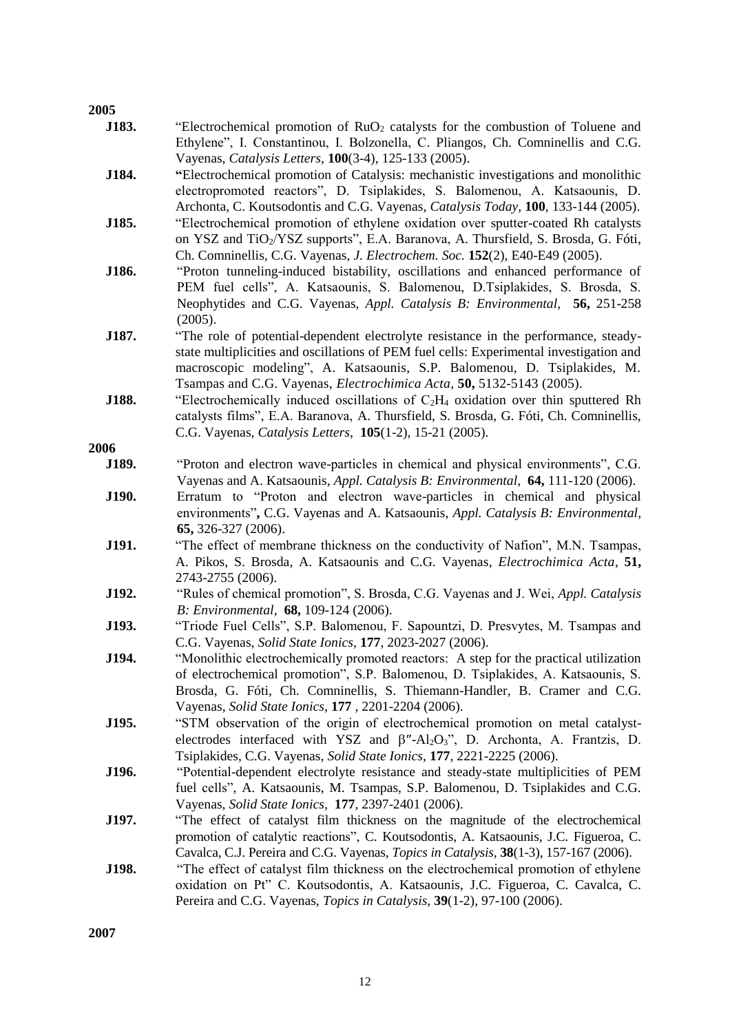**2005**

- **J183.** "Electrochemical promotion of $RuO_2$ catalysts for the combustion of Toluene and Ethylene", I. Constantinou, I. Bolzonella, C. Pliangos, Ch. Comninellis and C.G. Vayenas, *Catalysis Letters,* **100**(3-4), 125-133 (2005).
- **J184.** **"**Electrochemical promotion of Catalysis: mechanistic investigations and monolithic electropromoted reactors", D. Tsiplakides, S. Balomenou, A. Katsaounis, D. Archonta, C. Koutsodontis and C.G. Vayenas, *Catalysis Today,* **100**, 133-144 (2005).
- **J185.** "Electrochemical promotion of ethylene oxidation over sputter-coated Rh catalysts on YSZ and $TiO_2$/YSZ supports", E.A. Baranova, A. Thursfield, S. Brosda, G. Fóti, Ch. Comninellis, C.G. Vayenas, *J. Electrochem. Soc.* **152**(2), E40-E49 (2005).
- **J186.** "Proton tunneling-induced bistability, oscillations and enhanced performance of PEM fuel cells", A. Katsaounis, S. Balomenou, D.Tsiplakides, S. Brosda, S. Neophytides and C.G. Vayenas, *Appl. Catalysis B: Environmental,* **56,** 251-258 (2005).
- **J187.** "The role of potential-dependent electrolyte resistance in the performance, steady-state multiplicities and oscillations of PEM fuel cells: Experimental investigation and macroscopic modeling", A. Katsaounis, S.P. Balomenou, D. Tsiplakides, M. Tsampas and C.G. Vayenas, *Electrochimica Acta*, **50,** 5132-5143 (2005).
- **J188.** "Electrochemically induced oscillations of $C_2H_4$ oxidation over thin sputtered Rh catalysts films", E.A. Baranova, A. Thursfield, S. Brosda, G. Fóti, Ch. Comninellis, C.G. Vayenas, *Catalysis Letters,* **105**(1-2), 15-21 (2005).

**2006**

- **J189.** "Proton and electron wave-particles in chemical and physical environments", C.G. Vayenas and A. Katsaounis, *Appl. Catalysis B: Environmental*, **64,** 111-120 (2006).
- **J190.** Erratum to "Proton and electron wave-particles in chemical and physical environments"**,** C.G. Vayenas and A. Katsaounis, *Appl. Catalysis B: Environmental,* **65,** 326-327 (2006).
- **J191.** "The effect of membrane thickness on the conductivity of Nafion", M.N. Tsampas, A. Pikos, S. Brosda, A. Katsaounis and C.G. Vayenas, *Electrochimica Acta*, **51,** 2743-2755 (2006).
- **J192.** "Rules of chemical promotion", S. Brosda, C.G. Vayenas and J. Wei, *Appl. Catalysis B: Environmental,* **68,** 109-124 (2006).
- **J193.** "Triode Fuel Cells", S.P. Balomenou, F. Sapountzi, D. Presvytes, M. Tsampas and C.G. Vayenas, *Solid State Ionics*, **177**, 2023-2027 (2006).
- **J194.** "Monolithic electrochemically promoted reactors: A step for the practical utilization of electrochemical promotion", S.P. Balomenou, D. Tsiplakides, A. Katsaounis, S. Brosda, G. Fóti, Ch. Comninellis, S. Thiemann-Handler, B. Cramer and C.G. Vayenas, *Solid State Ionics*, **177** , 2201-2204 (2006).
- **J195.** "STM observation of the origin of electrochemical promotion on metal catalyst-electrodes interfaced with YSZ and $\beta''$-$Al_2O_3$", D. Archonta, A. Frantzis, D. Tsiplakides, C.G. Vayenas, *Solid State Ionics*, **177**, 2221-2225 (2006).
- **J196.** "Potential-dependent electrolyte resistance and steady-state multiplicities of PEM fuel cells", A. Katsaounis, M. Tsampas, S.P. Balomenou, D. Tsiplakides and C.G. Vayenas, *Solid State Ionics,* **177**, 2397-2401 (2006).
- **J197.** "The effect of catalyst film thickness on the magnitude of the electrochemical promotion of catalytic reactions", C. Koutsodontis, A. Katsaounis, J.C. Figueroa, C. Cavalca, C.J. Pereira and C.G. Vayenas, *Topics in Catalysis*, **38**(1-3), 157-167 (2006).
- **J198.** "The effect of catalyst film thickness on the electrochemical promotion of ethylene oxidation on Pt" C. Koutsodontis, A. Katsaounis, J.C. Figueroa, C. Cavalca, C. Pereira and C.G. Vayenas, *Topics in Catalysis,* **39**(1-2), 97-100 (2006).

**2007**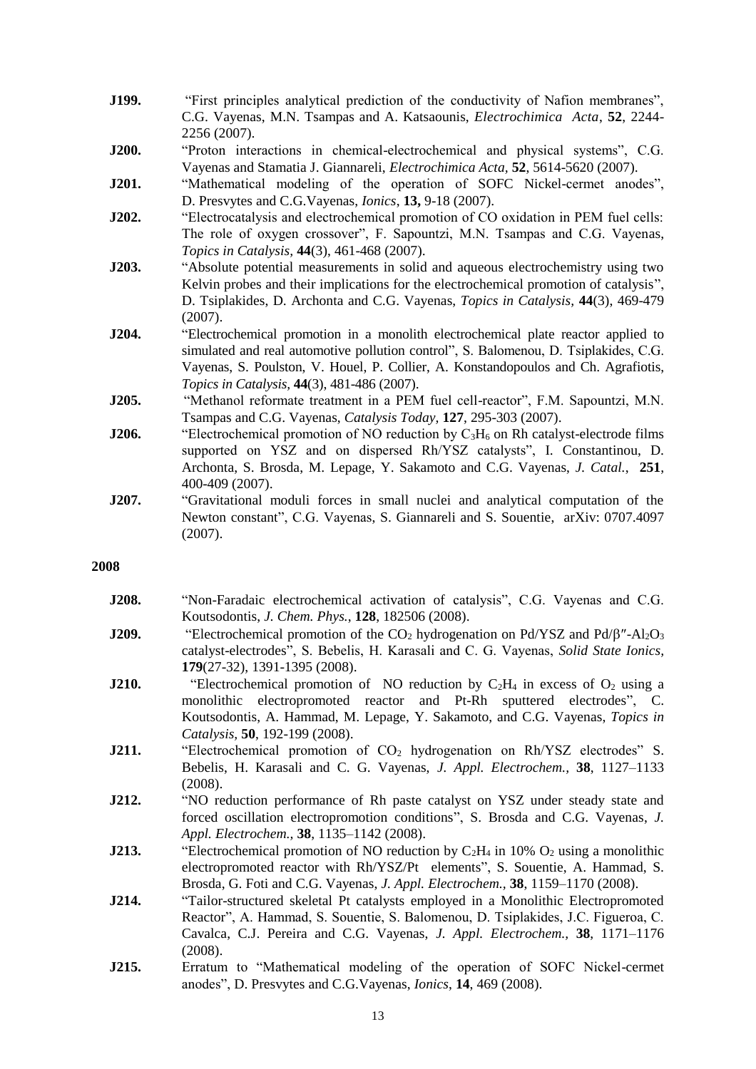**J199.** "First principles analytical prediction of the conductivity of Nafion membranes", C.G. Vayenas, M.N. Tsampas and A. Katsaounis, *Electrochimica Acta*, **52**, 2244-2256 (2007).

**J200.** "Proton interactions in chemical-electrochemical and physical systems", C.G. Vayenas and Stamatia J. Giannareli, *Electrochimica Acta,* **52**, 5614-5620 (2007).

**J201.** "Mathematical modeling of the operation of SOFC Nickel-cermet anodes", D. Presvytes and C.G.Vayenas, *Ionics*, **13,** 9-18 (2007).

**J202.** "Electrocatalysis and electrochemical promotion of CO oxidation in PEM fuel cells: The role of oxygen crossover", F. Sapountzi, M.N. Tsampas and C.G. Vayenas, *Topics in Catalysis,* **44**(3), 461-468 (2007).

**J203.** "Absolute potential measurements in solid and aqueous electrochemistry using two Kelvin probes and their implications for the electrochemical promotion of catalysis", D. Tsiplakides, D. Archonta and C.G. Vayenas, *Topics in Catalysis,* **44**(3), 469-479 (2007).

**J204.** "Electrochemical promotion in a monolith electrochemical plate reactor applied to simulated and real automotive pollution control", S. Balomenou, D. Tsiplakides, C.G. Vayenas, S. Poulston, V. Houel, P. Collier, A. Konstandopoulos and Ch. Agrafiotis, *Topics in Catalysis,* **44**(3), 481-486 (2007).

**J205.** "Methanol reformate treatment in a PEM fuel cell-reactor", F.M. Sapountzi, M.N. Tsampas and C.G. Vayenas, *Catalysis Today,* **127**, 295-303 (2007).

**J206.** "Electrochemical promotion of NO reduction by $C_3H_6$ on Rh catalyst-electrode films supported on YSZ and on dispersed Rh/YSZ catalysts", I. Constantinou, D. Archonta, S. Brosda, M. Lepage, Y. Sakamoto and C.G. Vayenas, *J. Catal.*, **251**, 400-409 (2007).

**J207.** "Gravitational moduli forces in small nuclei and analytical computation of the Newton constant", C.G. Vayenas, S. Giannareli and S. Souentie, arXiv: 0707.4097 (2007).

## 2008

**J208.** "Non-Faradaic electrochemical activation of catalysis", C.G. Vayenas and C.G. Koutsodontis, *J. Chem. Phys.*, **128**, 182506 (2008).

**J209.** "Electrochemical promotion of the $CO_2$ hydrogenation on Pd/YSZ and Pd/$\beta''$-$Al_2O_3$ catalyst-electrodes", S. Bebelis, H. Karasali and C. G. Vayenas, *Solid State Ionics,* **179**(27-32), 1391-1395 (2008).

**J210.** "Electrochemical promotion of NO reduction by $C_2H_4$ in excess of $O_2$ using a monolithic electropromoted reactor and Pt-Rh sputtered electrodes", C. Koutsodontis, A. Hammad, M. Lepage, Y. Sakamoto, and C.G. Vayenas, *Topics in Catalysis,* **50**, 192-199 (2008).

**J211.** "Electrochemical promotion of $CO_2$ hydrogenation on Rh/YSZ electrodes" S. Bebelis, H. Karasali and C. G. Vayenas, *J. Appl. Electrochem.*, **38**, 1127–1133 (2008).

**J212.** "NO reduction performance of Rh paste catalyst on YSZ under steady state and forced oscillation electropromotion conditions", S. Brosda and C.G. Vayenas, *J. Appl. Electrochem.,* **38**, 1135–1142 (2008).

**J213.** "Electrochemical promotion of NO reduction by $C_2H_4$ in 10% $O_2$ using a monolithic electropromoted reactor with Rh/YSZ/Pt elements", S. Souentie, A. Hammad, S. Brosda, G. Foti and C.G. Vayenas, *J. Appl. Electrochem.*, **38**, 1159–1170 (2008).

**J214.** "Tailor-structured skeletal Pt catalysts employed in a Monolithic Electropromoted Reactor", A. Hammad, S. Souentie, S. Balomenou, D. Tsiplakides, J.C. Figueroa, C. Cavalca, C.J. Pereira and C.G. Vayenas, *J. Appl. Electrochem.*, **38**, 1171–1176 (2008).

**J215.** Erratum to "Mathematical modeling of the operation of SOFC Nickel-cermet anodes", D. Presvytes and C.G.Vayenas, *Ionics*, **14**, 469 (2008).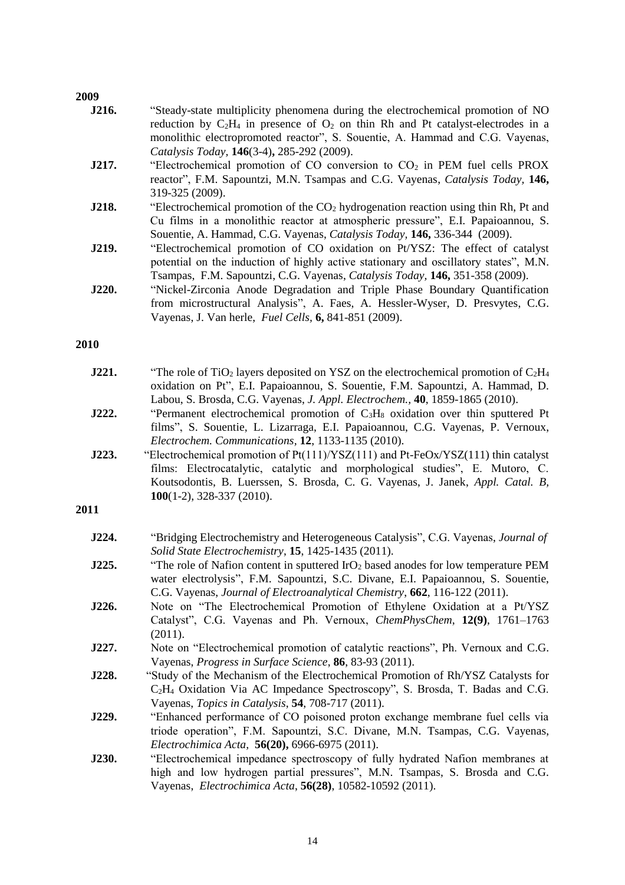**2009**

**J216.** "Steady-state multiplicity phenomena during the electrochemical promotion of NO reduction by $C_2H_4$ in presence of $O_2$ on thin Rh and Pt catalyst-electrodes in a monolithic electropromoted reactor", S. Souentie, A. Hammad and C.G. Vayenas, *Catalysis Today,* **146**(3-4)**,** 285-292 (2009).

**J217.** "Electrochemical promotion of CO conversion to $CO_2$ in PEM fuel cells PROX reactor", F.M. Sapountzi, M.N. Tsampas and C.G. Vayenas, *Catalysis Today,* **146,** 319-325 (2009).

**J218.** "Electrochemical promotion of the $CO_2$ hydrogenation reaction using thin Rh, Pt and Cu films in a monolithic reactor at atmospheric pressure", E.I. Papaioannou, S. Souentie, A. Hammad, C.G. Vayenas, *Catalysis Today,* **146,** 336-344 (2009).

**J219.** "Electrochemical promotion of CO oxidation on Pt/YSZ: The effect of catalyst potential on the induction of highly active stationary and oscillatory states", M.N. Tsampas, F.M. Sapountzi, C.G. Vayenas, *Catalysis Today,* **146,** 351-358 (2009).

**J220.** "Nickel-Zirconia Anode Degradation and Triple Phase Boundary Quantification from microstructural Analysis", A. Faes, A. Hessler-Wyser, D. Presvytes, C.G. Vayenas, J. Van herle, *Fuel Cells,* **6,** 841-851 (2009).

**2010**

**J221.** "The role of $TiO_2$ layers deposited on YSZ on the electrochemical promotion of $C_2H_4$ oxidation on Pt", E.I. Papaioannou, S. Souentie, F.M. Sapountzi, A. Hammad, D. Labou, S. Brosda, C.G. Vayenas, *J. Appl. Electrochem.*, **40**, 1859-1865 (2010).

**J222.** "Permanent electrochemical promotion of $C_3H_8$ oxidation over thin sputtered Pt films", S. Souentie, L. Lizarraga, E.I. Papaioannou, C.G. Vayenas, P. Vernoux, *Electrochem. Communications,* **12**, 1133-1135 (2010).

**J223.** "Electrochemical promotion of Pt(111)/YSZ(111) and Pt-FeOx/YSZ(111) thin catalyst films: Electrocatalytic, catalytic and morphological studies", E. Mutoro, C. Koutsodontis, B. Luerssen, S. Brosda, C. G. Vayenas, J. Janek, *Appl. Catal. B,* **100**(1-2), 328-337 (2010).

**2011**

**J224.** "Bridging Electrochemistry and Heterogeneous Catalysis", C.G. Vayenas, *Journal of Solid State Electrochemistry*, **15**, 1425-1435 (2011).

**J225.** "The role of Nafion content in sputtered $IrO_2$ based anodes for low temperature PEM water electrolysis", F.M. Sapountzi, S.C. Divane, E.I. Papaioannou, S. Souentie, C.G. Vayenas, *Journal of Electroanalytical Chemistry*, **662**, 116-122 (2011).

**J226.** Note on "The Electrochemical Promotion of Ethylene Oxidation at a Pt/YSZ Catalyst", C.G. Vayenas and Ph. Vernoux, *ChemPhysChem*, **12(9)**, 1761–1763 (2011).

**J227.** Note on "Electrochemical promotion of catalytic reactions", Ph. Vernoux and C.G. Vayenas, *Progress in Surface Science,* **86**, 83-93 (2011).

**J228.** "Study of the Mechanism of the Electrochemical Promotion of Rh/YSZ Catalysts for $C_2H_4$ Oxidation Via AC Impedance Spectroscopy", S. Brosda, T. Badas and C.G. Vayenas, *Topics in Catalysis*, **54**, 708-717 (2011).

**J229.** "Enhanced performance of CO poisoned proton exchange membrane fuel cells via triode operation", F.M. Sapountzi, S.C. Divane, M.N. Tsampas, C.G. Vayenas, *Electrochimica Acta,* **56(20),** 6966-6975 (2011).

**J230.** "Electrochemical impedance spectroscopy of fully hydrated Nafion membranes at high and low hydrogen partial pressures", M.N. Tsampas, S. Brosda and C.G. Vayenas, *Electrochimica Acta*, **56(28)**, 10582-10592 (2011).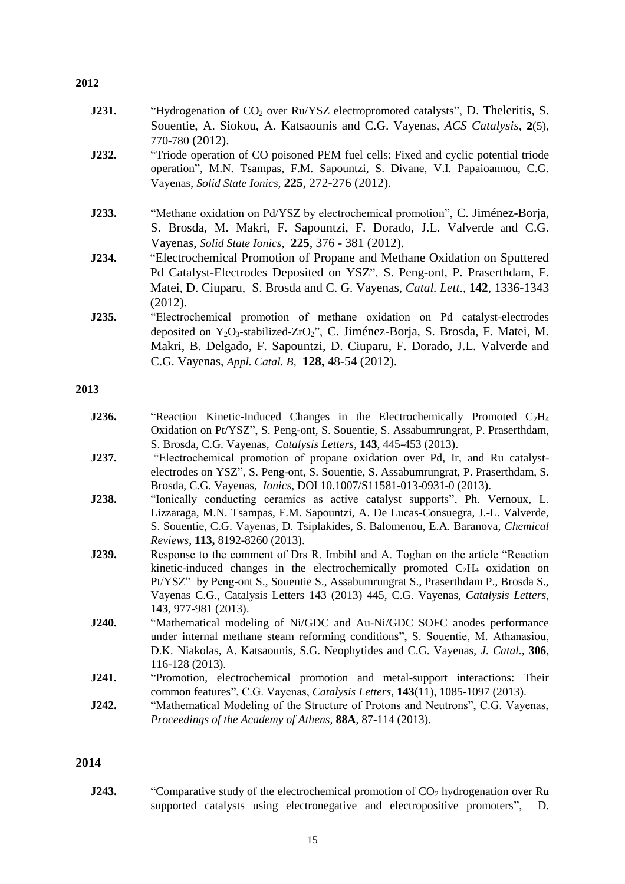**2012**

**J231.** "Hydrogenation of $CO_2$ over Ru/YSZ electropromoted catalysts", D. Theleritis, S. Souentie, A. Siokou, A. Katsaounis and C.G. Vayenas, *ACS Catalysis*, **2**(5), 770-780 (2012).

**J232.** "Triode operation of CO poisoned PEM fuel cells: Fixed and cyclic potential triode operation", M.N. Tsampas, F.M. Sapountzi, S. Divane, V.I. Papaioannou, C.G. Vayenas, *Solid State Ionics,* **225**, 272-276 (2012).

**J233.** "Methane oxidation on Pd/YSZ by electrochemical promotion", C. Jiménez-Borja, S. Brosda, M. Makri, F. Sapountzi, F. Dorado, J.L. Valverde and C.G. Vayenas, *Solid State Ionics,* **225**, 376 - 381 (2012).

**J234.** "Electrochemical Promotion of Propane and Methane Oxidation on Sputtered Pd Catalyst-Electrodes Deposited on YSZ", S. Peng-ont, P. Praserthdam, F. Matei, D. Ciuparu, S. Brosda and C. G. Vayenas, *Catal. Lett*., **142**, 1336-1343 (2012).

**J235.** "Electrochemical promotion of methane oxidation on Pd catalyst-electrodes deposited on $Y_2O_3$-stabilized-$ZrO_2$", C. Jiménez-Borja, S. Brosda, F. Matei, M. Makri, B. Delgado, F. Sapountzi, D. Ciuparu, F. Dorado, J.L. Valverde and C.G. Vayenas, *Appl. Catal. B,* **128,** 48-54 (2012).

**2013**

**J236.** "Reaction Kinetic-Induced Changes in the Electrochemically Promoted $C_2H_4$ Oxidation on Pt/YSZ", S. Peng-ont, S. Souentie, S. Assabumrungrat, P. Praserthdam, S. Brosda, C.G. Vayenas, *Catalysis Letters*, **143**, 445-453 (2013).

**J237.** "Electrochemical promotion of propane oxidation over Pd, Ir, and Ru catalyst-electrodes on YSZ", S. Peng-ont, S. Souentie, S. Assabumrungrat, P. Praserthdam, S. Brosda, C.G. Vayenas, *Ionics*, DOI 10.1007/S11581-013-0931-0 (2013).

**J238.** "Ionically conducting ceramics as active catalyst supports", Ph. Vernoux, L. Lizzaraga, M.N. Tsampas, F.M. Sapountzi, A. De Lucas-Consuegra, J.-L. Valverde, S. Souentie, C.G. Vayenas, D. Tsiplakides, S. Balomenou, E.A. Baranova, *Chemical Reviews*, **113,** 8192-8260 (2013).

**J239.** Response to the comment of Drs R. Imbihl and A. Toghan on the article "Reaction kinetic-induced changes in the electrochemically promoted $C_2H_4$ oxidation on Pt/YSZ" by Peng-ont S., Souentie S., Assabumrungrat S., Praserthdam P., Brosda S., Vayenas C.G., Catalysis Letters 143 (2013) 445, C.G. Vayenas, *Catalysis Letters*, **143**, 977-981 (2013).

**J240.** "Mathematical modeling of Ni/GDC and Au-Ni/GDC SOFC anodes performance under internal methane steam reforming conditions", S. Souentie, M. Athanasiou, D.K. Niakolas, A. Katsaounis, S.G. Neophytides and C.G. Vayenas, *J. Catal.,* **306**, 116-128 (2013).

**J241.** "Promotion, electrochemical promotion and metal-support interactions: Their common features", C.G. Vayenas, *Catalysis Letters,* **143**(11), 1085-1097 (2013).

**J242.** "Mathematical Modeling of the Structure of Protons and Neutrons", C.G. Vayenas, *Proceedings of the Academy of Athens,* **88A**, 87-114 (2013).

**2014**

**J243.** "Comparative study of the electrochemical promotion of $CO_2$ hydrogenation over Ru supported catalysts using electronegative and electropositive promoters", D.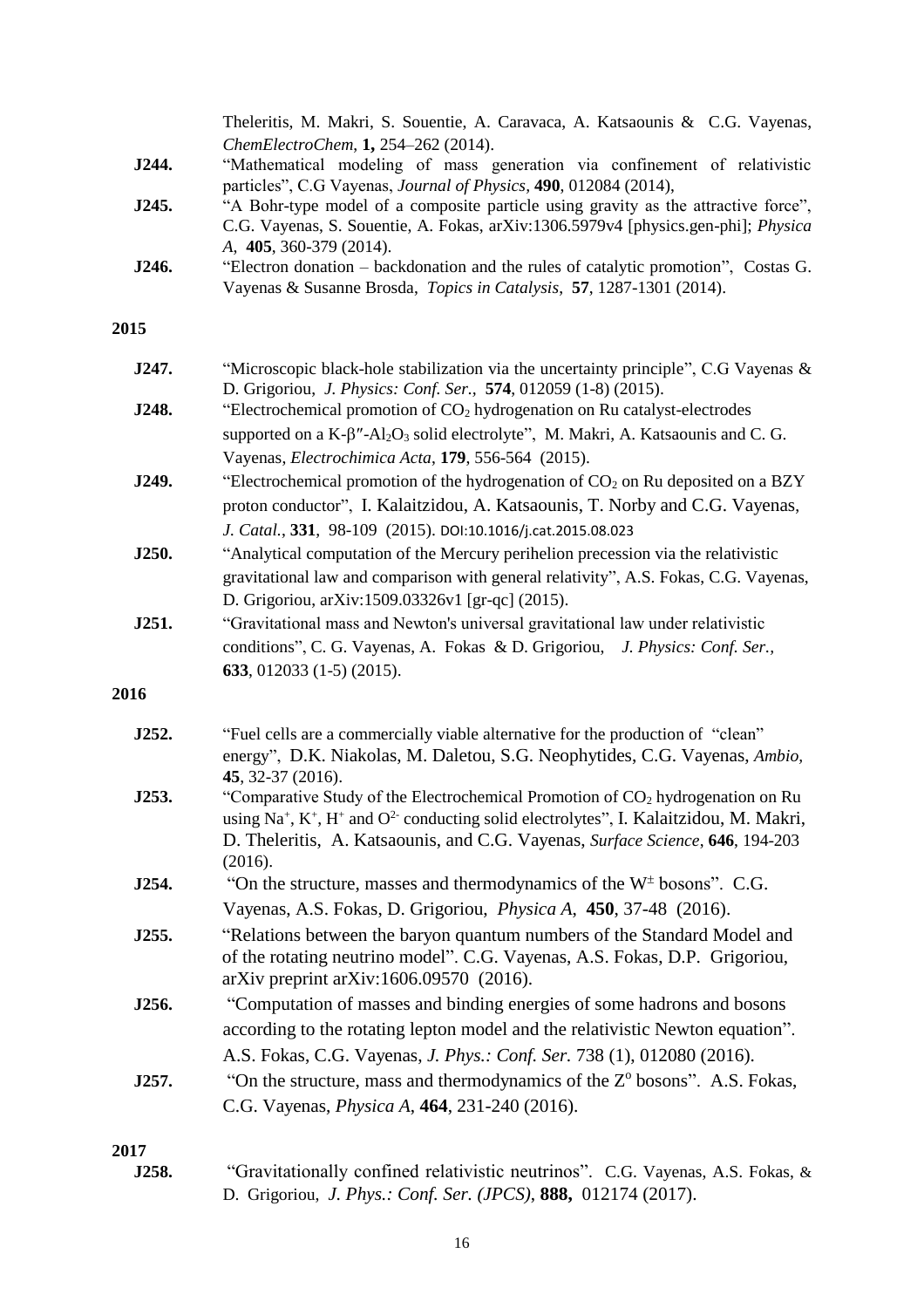Theleritis, M. Makri, S. Souentie, A. Caravaca, A. Katsaounis & C.G. Vayenas, *ChemElectroChem*, **1,** 254–262 (2014).

**J244.** "Mathematical modeling of mass generation via confinement of relativistic particles", C.G Vayenas, *Journal of Physics*, **490**, 012084 (2014),

**J245.** "A Bohr-type model of a composite particle using gravity as the attractive force", C.G. Vayenas, S. Souentie, A. Fokas, arXiv:1306.5979v4 [physics.gen-phi]; *Physica A*, **405**, 360-379 (2014).

**J246.** "Electron donation – backdonation and the rules of catalytic promotion", Costas G. Vayenas & Susanne Brosda, *Topics in Catalysis*, **57**, 1287-1301 (2014).

**2015**

**J247.** "Microscopic black-hole stabilization via the uncertainty principle", C.G Vayenas & D. Grigoriou, *J. Physics: Conf. Ser.*, **574**, 012059 (1-8) (2015).

**J248.** "Electrochemical promotion of $CO_2$ hydrogenation on Ru catalyst-electrodes supported on a K-β″-$Al_2O_3$ solid electrolyte", M. Makri, A. Katsaounis and C. G. Vayenas, *Electrochimica Acta*, **179**, 556-564 (2015).

**J249.** "Electrochemical promotion of the hydrogenation of $CO_2$ on Ru deposited on a BZY proton conductor", I. Kalaitzidou, A. Katsaounis, T. Norby and C.G. Vayenas, *J. Catal.*, **331**, 98-109 (2015). DOI:10.1016/j.cat.2015.08.023

**J250.** "Analytical computation of the Mercury perihelion precession via the relativistic gravitational law and comparison with general relativity", A.S. Fokas, C.G. Vayenas, D. Grigoriou, arXiv:1509.03326v1 [gr-qc] (2015).

**J251.** "Gravitational mass and Newton's universal gravitational law under relativistic conditions", C. G. Vayenas, A. Fokas & D. Grigoriou, *J. Physics: Conf. Ser.*, **633**, 012033 (1-5) (2015).

**2016**

**J252.** "Fuel cells are a commercially viable alternative for the production of "clean" energy", D.K. Niakolas, M. Daletou, S.G. Neophytides, C.G. Vayenas, *Ambio*, **45**, 32-37 (2016).

**J253.** "Comparative Study of the Electrochemical Promotion of $CO_2$ hydrogenation on Ru using $Na^+$, $K^+$, $H^+$ and $O^{2-}$ conducting solid electrolytes", I. Kalaitzidou, M. Makri, D. Theleritis, A. Katsaounis, and C.G. Vayenas, *Surface Science*, **646**, 194-203 (2016).

**J254.** "On the structure, masses and thermodynamics of the $W^{\pm}$ bosons". C.G. Vayenas, A.S. Fokas, D. Grigoriou, *Physica A*, **450**, 37-48 (2016).

**J255.** "Relations between the baryon quantum numbers of the Standard Model and of the rotating neutrino model". C.G. Vayenas, A.S. Fokas, D.P. Grigoriou, arXiv preprint arXiv:1606.09570 (2016).

**J256.** "Computation of masses and binding energies of some hadrons and bosons according to the rotating lepton model and the relativistic Newton equation". A.S. Fokas, C.G. Vayenas, *J. Phys.: Conf. Ser.* 738 (1), 012080 (2016).

**J257.** "On the structure, mass and thermodynamics of the $Z^o$ bosons". A.S. Fokas, C.G. Vayenas, *Physica A*, **464**, 231-240 (2016).

**2017**

**J258.** "Gravitationally confined relativistic neutrinos". C.G. Vayenas, A.S. Fokas, & D. Grigoriou, *J. Phys.: Conf. Ser. (JPCS)*, **888,** 012174 (2017).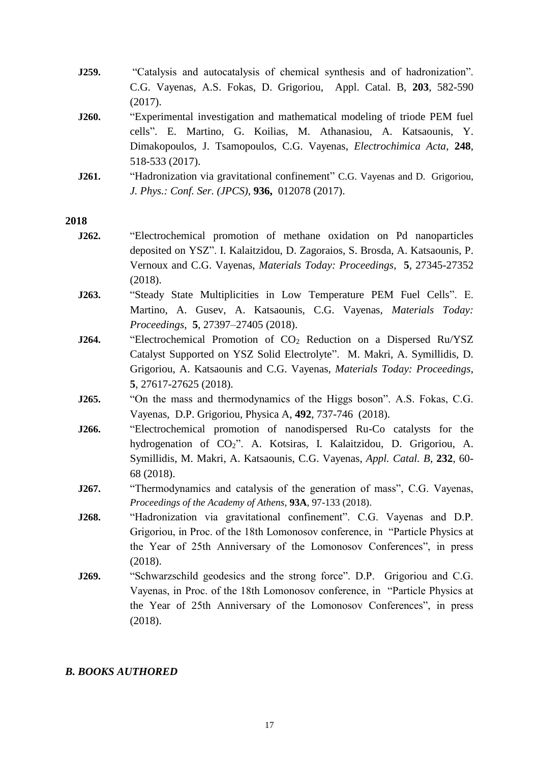**J259.** "Catalysis and autocatalysis of chemical synthesis and of hadronization". C.G. Vayenas, A.S. Fokas, D. Grigoriou, Appl. Catal. B, **203**, 582-590 (2017).

**J260.** "Experimental investigation and mathematical modeling of triode PEM fuel cells". E. Martino, G. Koilias, M. Athanasiou, A. Katsaounis, Y. Dimakopoulos, J. Tsamopoulos, C.G. Vayenas, *Electrochimica Acta*, **248**, 518-533 (2017).

**J261.** "Hadronization via gravitational confinement" C.G. Vayenas and D. Grigoriou, *J. Phys.: Conf. Ser. (JPCS)*, **936,** 012078 (2017).

**2018**

**J262.** "Electrochemical promotion of methane oxidation on Pd nanoparticles deposited on YSZ". I. Kalaitzidou, D. Zagoraios, S. Brosda, A. Katsaounis, P. Vernoux and C.G. Vayenas, *Materials Today: Proceedings*, **5**, 27345-27352 (2018).

**J263.** "Steady State Multiplicities in Low Temperature PEM Fuel Cells". E. Martino, A. Gusev, A. Katsaounis, C.G. Vayenas, *Materials Today: Proceedings*, **5**, 27397–27405 (2018).

**J264.** "Electrochemical Promotion of $CO_2$ Reduction on a Dispersed Ru/YSZ Catalyst Supported on YSZ Solid Electrolyte". M. Makri, A. Symillidis, D. Grigoriou, A. Katsaounis and C.G. Vayenas, *Materials Today: Proceedings*, **5**, 27617-27625 (2018).

**J265.** "On the mass and thermodynamics of the Higgs boson". A.S. Fokas, C.G. Vayenas, D.P. Grigoriou, Physica A, **492**, 737-746 (2018).

**J266.** "Electrochemical promotion of nanodispersed Ru-Co catalysts for the hydrogenation of $CO_2$". A. Kotsiras, I. Kalaitzidou, D. Grigoriou, A. Symillidis, M. Makri, A. Katsaounis, C.G. Vayenas, *Appl. Catal. B*, **232**, 60-68 (2018).

**J267.** "Thermodynamics and catalysis of the generation of mass", C.G. Vayenas, *Proceedings of the Academy of Athens*, **93A**, 97-133 (2018).

**J268.** "Hadronization via gravitational confinement". C.G. Vayenas and D.P. Grigoriou, in Proc. of the 18th Lomonosov conference, in "Particle Physics at the Year of 25th Anniversary of the Lomonosov Conferences", in press (2018).

**J269.** "Schwarzschild geodesics and the strong force". D.P. Grigoriou and C.G. Vayenas, in Proc. of the 18th Lomonosov conference, in "Particle Physics at the Year of 25th Anniversary of the Lomonosov Conferences", in press (2018).

### *B. BOOKS AUTHORED*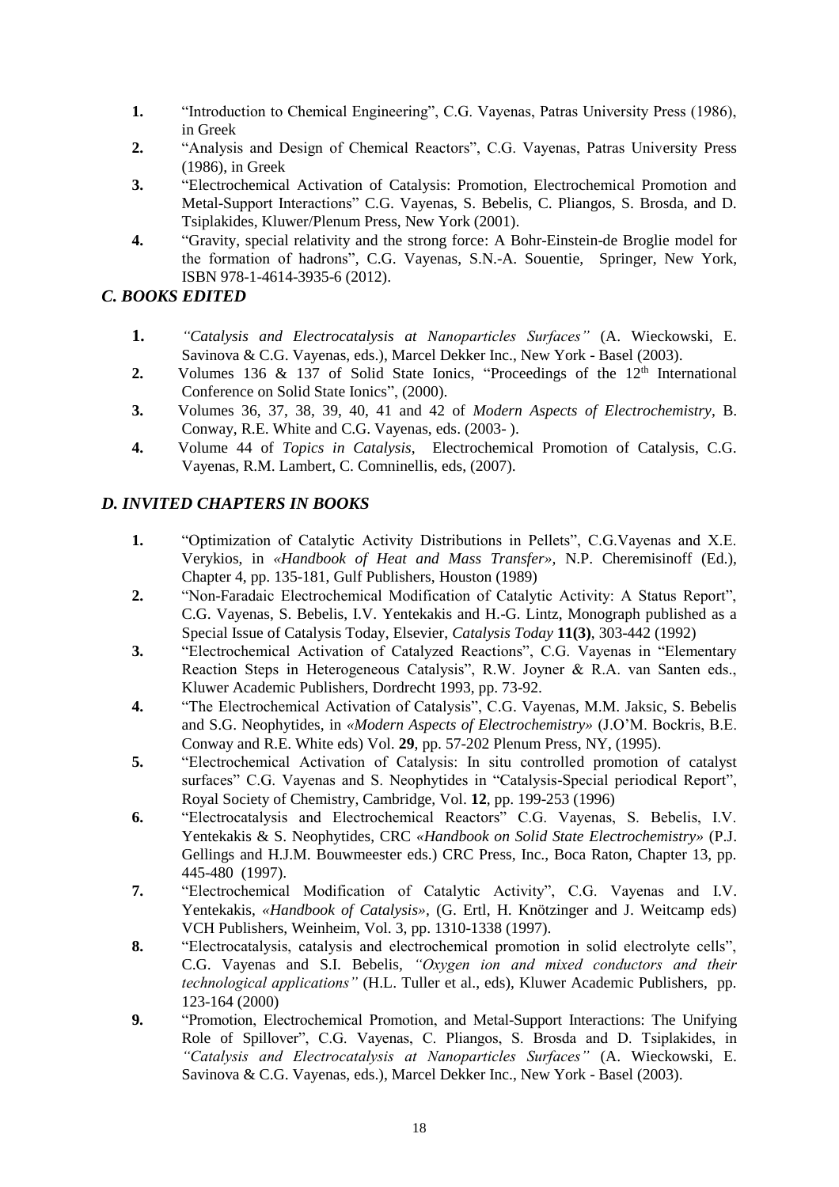1. “Introduction to Chemical Engineering”, C.G. Vayenas, Patras University Press (1986), in Greek
2. “Analysis and Design of Chemical Reactors”, C.G. Vayenas, Patras University Press (1986), in Greek
3. “Electrochemical Activation of Catalysis: Promotion, Electrochemical Promotion and Metal-Support Interactions” C.G. Vayenas, S. Bebelis, C. Pliangos, S. Brosda, and D. Tsiplakides, Kluwer/Plenum Press, New York (2001).
4. “Gravity, special relativity and the strong force: A Bohr-Einstein-de Broglie model for the formation of hadrons”, C.G. Vayenas, S.N.-A. Souentie, Springer, New York, ISBN 978-1-4614-3935-6 (2012).

### *C. BOOKS EDITED*

1. *“Catalysis and Electrocatalysis at Nanoparticles Surfaces”* (A. Wieckowski, E. Savinova & C.G. Vayenas, eds.), Marcel Dekker Inc., New York - Basel (2003).
2. Volumes 136 & 137 of Solid State Ionics, “Proceedings of the 12th International Conference on Solid State Ionics”, (2000).
3. Volumes 36, 37, 38, 39, 40, 41 and 42 of *Modern Aspects of Electrochemistry*, B. Conway, R.E. White and C.G. Vayenas, eds. (2003- ).
4. Volume 44 of *Topics in Catalysis*, Electrochemical Promotion of Catalysis, C.G. Vayenas, R.M. Lambert, C. Comninellis, eds, (2007).

### *D. INVITED CHAPTERS IN BOOKS*

1. “Optimization of Catalytic Activity Distributions in Pellets”, C.G.Vayenas and X.E. Verykios, in *«Handbook of Heat and Mass Transfer»*, N.P. Cheremisinoff (Ed.), Chapter 4, pp. 135-181, Gulf Publishers, Houston (1989)
2. “Non-Faradaic Electrochemical Modification of Catalytic Activity: A Status Report”, C.G. Vayenas, S. Bebelis, I.V. Yentekakis and H.-G. Lintz, Monograph published as a Special Issue of Catalysis Today, Elsevier, *Catalysis Today* **11(3)**, 303-442 (1992)
3. “Electrochemical Activation of Catalyzed Reactions”, C.G. Vayenas in “Elementary Reaction Steps in Heterogeneous Catalysis”, R.W. Joyner & R.A. van Santen eds., Kluwer Academic Publishers, Dordrecht 1993, pp. 73-92.
4. “The Electrochemical Activation of Catalysis”, C.G. Vayenas, M.M. Jaksic, S. Bebelis and S.G. Neophytides, in *«Modern Aspects of Electrochemistry»* (J.O’M. Bockris, B.E. Conway and R.E. White eds) Vol. **29**, pp. 57-202 Plenum Press, NY, (1995).
5. “Electrochemical Activation of Catalysis: In situ controlled promotion of catalyst surfaces” C.G. Vayenas and S. Neophytides in “Catalysis-Special periodical Report”, Royal Society of Chemistry, Cambridge, Vol. **12**, pp. 199-253 (1996)
6. “Electrocatalysis and Electrochemical Reactors” C.G. Vayenas, S. Bebelis, I.V. Yentekakis & S. Neophytides, CRC *«Handbook on Solid State Electrochemistry»* (P.J. Gellings and H.J.M. Bouwmeester eds.) CRC Press, Inc., Boca Raton, Chapter 13, pp. 445-480 (1997).
7. “Electrochemical Modification of Catalytic Activity”, C.G. Vayenas and I.V. Yentekakis, *«Handbook of Catalysis»*, (G. Ertl, H. Knötzinger and J. Weitcamp eds) VCH Publishers, Weinheim, Vol. 3, pp. 1310-1338 (1997).
8. “Electrocatalysis, catalysis and electrochemical promotion in solid electrolyte cells”, C.G. Vayenas and S.I. Bebelis, *“Oxygen ion and mixed conductors and their technological applications”* (H.L. Tuller et al., eds), Kluwer Academic Publishers, pp. 123-164 (2000)
9. “Promotion, Electrochemical Promotion, and Metal-Support Interactions: The Unifying Role of Spillover”, C.G. Vayenas, C. Pliangos, S. Brosda and D. Tsiplakides, in *“Catalysis and Electrocatalysis at Nanoparticles Surfaces”* (A. Wieckowski, E. Savinova & C.G. Vayenas, eds.), Marcel Dekker Inc., New York - Basel (2003).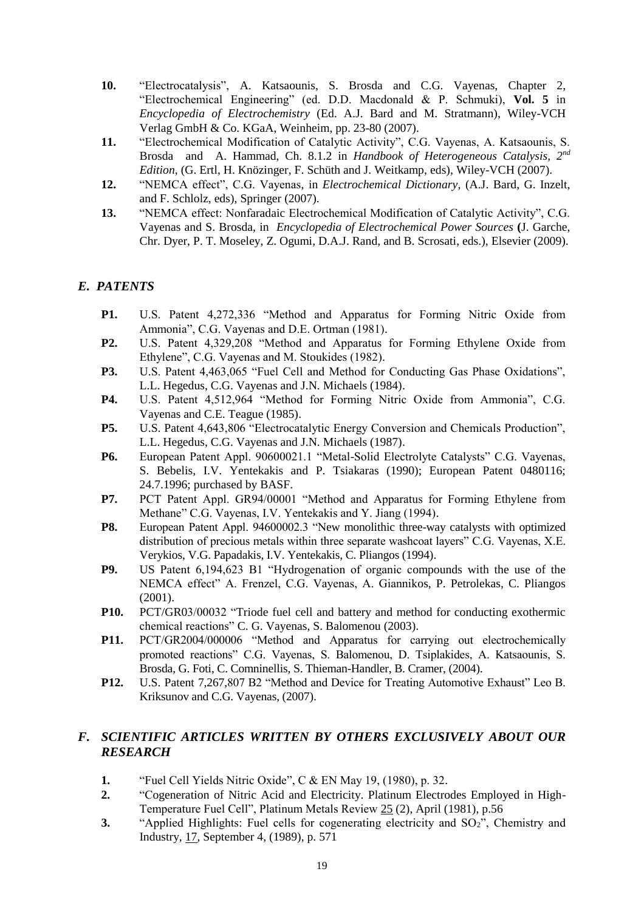10. "Electrocatalysis", A. Katsaounis, S. Brosda and C.G. Vayenas, Chapter 2, "Electrochemical Engineering" (ed. D.D. Macdonald & P. Schmuki), **Vol. 5** in *Encyclopedia of Electrochemistry* (Ed. A.J. Bard and M. Stratmann), Wiley-VCH Verlag GmbH & Co. KGaA, Weinheim, pp. 23-80 (2007).
11. "Electrochemical Modification of Catalytic Activity", C.G. Vayenas, A. Katsaounis, S. Brosda and A. Hammad, Ch. 8.1.2 in *Handbook of Heterogeneous Catalysis, 2nd Edition*, (G. Ertl, H. Knözinger, F. Schüth and J. Weitkamp, eds), Wiley-VCH (2007).
12. "NEMCA effect", C.G. Vayenas, in *Electrochemical Dictionary*, (A.J. Bard, G. Inzelt, and F. Schlolz, eds), Springer (2007).
13. "NEMCA effect: Nonfaradaic Electrochemical Modification of Catalytic Activity", C.G. Vayenas and S. Brosda, in *Encyclopedia of Electrochemical Power Sources* (J. Garche, Chr. Dyer, P. T. Moseley, Z. Ogumi, D.A.J. Rand, and B. Scrosati, eds.), Elsevier (2009).

## *E. PATENTS*

- **P1.** U.S. Patent 4,272,336 "Method and Apparatus for Forming Nitric Oxide from Ammonia", C.G. Vayenas and D.E. Ortman (1981).
- **P2.** U.S. Patent 4,329,208 "Method and Apparatus for Forming Ethylene Oxide from Ethylene", C.G. Vayenas and M. Stoukides (1982).
- **P3.** U.S. Patent 4,463,065 "Fuel Cell and Method for Conducting Gas Phase Oxidations", L.L. Hegedus, C.G. Vayenas and J.N. Michaels (1984).
- **P4.** U.S. Patent 4,512,964 "Method for Forming Nitric Oxide from Ammonia", C.G. Vayenas and C.E. Teague (1985).
- **P5.** U.S. Patent 4,643,806 "Electrocatalytic Energy Conversion and Chemicals Production", L.L. Hegedus, C.G. Vayenas and J.N. Michaels (1987).
- **P6.** European Patent Appl. 90600021.1 "Metal-Solid Electrolyte Catalysts" C.G. Vayenas, S. Bebelis, I.V. Yentekakis and P. Tsiakaras (1990); European Patent 0480116; 24.7.1996; purchased by BASF.
- **P7.** PCT Patent Appl. GR94/00001 "Method and Apparatus for Forming Ethylene from Methane" C.G. Vayenas, I.V. Yentekakis and Y. Jiang (1994).
- **P8.** European Patent Appl. 94600002.3 "New monolithic three-way catalysts with optimized distribution of precious metals within three separate washcoat layers" C.G. Vayenas, X.E. Verykios, V.G. Papadakis, I.V. Yentekakis, C. Pliangos (1994).
- **P9.** US Patent 6,194,623 B1 "Hydrogenation of organic compounds with the use of the NEMCA effect" A. Frenzel, C.G. Vayenas, A. Giannikos, P. Petrolekas, C. Pliangos (2001).
- **P10.** PCT/GR03/00032 "Triode fuel cell and battery and method for conducting exothermic chemical reactions" C. G. Vayenas, S. Balomenou (2003).
- **P11.** PCT/GR2004/000006 "Method and Apparatus for carrying out electrochemically promoted reactions" C.G. Vayenas, S. Balomenou, D. Tsiplakides, A. Katsaounis, S. Brosda, G. Foti, C. Comninellis, S. Thieman-Handler, B. Cramer, (2004).
- **P12.** U.S. Patent 7,267,807 B2 "Method and Device for Treating Automotive Exhaust" Leo B. Kriksunov and C.G. Vayenas, (2007).

## *F. SCIENTIFIC ARTICLES WRITTEN BY OTHERS EXCLUSIVELY ABOUT OUR RESEARCH*

1. "Fuel Cell Yields Nitric Oxide", C & EN May 19, (1980), p. 32.
2. "Cogeneration of Nitric Acid and Electricity. Platinum Electrodes Employed in High-Temperature Fuel Cell", Platinum Metals Review 25 (2), April (1981), p.56
3. "Applied Highlights: Fuel cells for cogenerating electricity and $SO_2$", Chemistry and Industry, 17, September 4, (1989), p. 571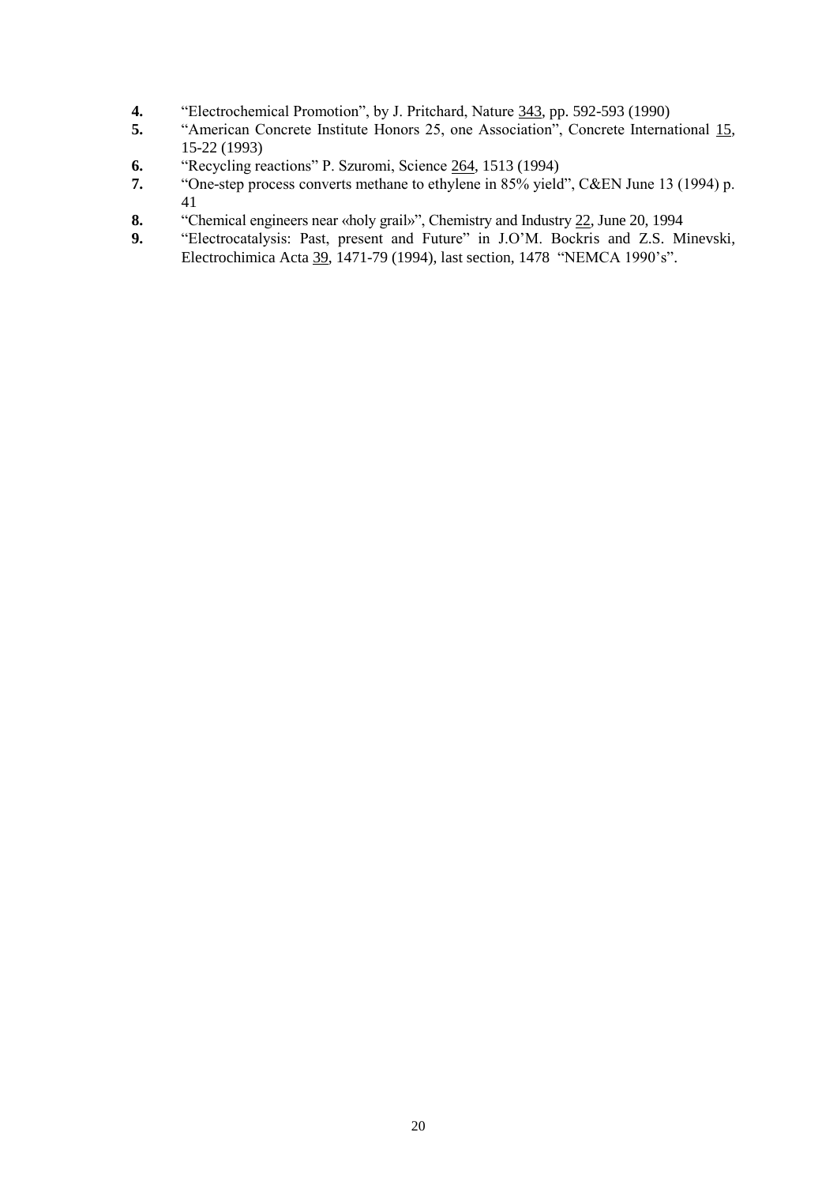**4.** "Electrochemical Promotion", by J. Pritchard, Nature <u>343</u>, pp. 592-593 (1990)

**5.** "American Concrete Institute Honors 25, one Association", Concrete International <u>15</u>, 15-22 (1993)

**6.** "Recycling reactions" P. Szuromi, Science <u>264</u>, 1513 (1994)

**7.** "One-step process converts methane to ethylene in 85% yield", C&EN June 13 (1994) p. 41

**8.** "Chemical engineers near «holy grail»", Chemistry and Industry <u>22</u>, June 20, 1994

**9.** "Electrocatalysis: Past, present and Future" in J.O'M. Bockris and Z.S. Minevski, Electrochimica Acta <u>39</u>, 1471-79 (1994), last section, 1478 "NEMCA 1990's".